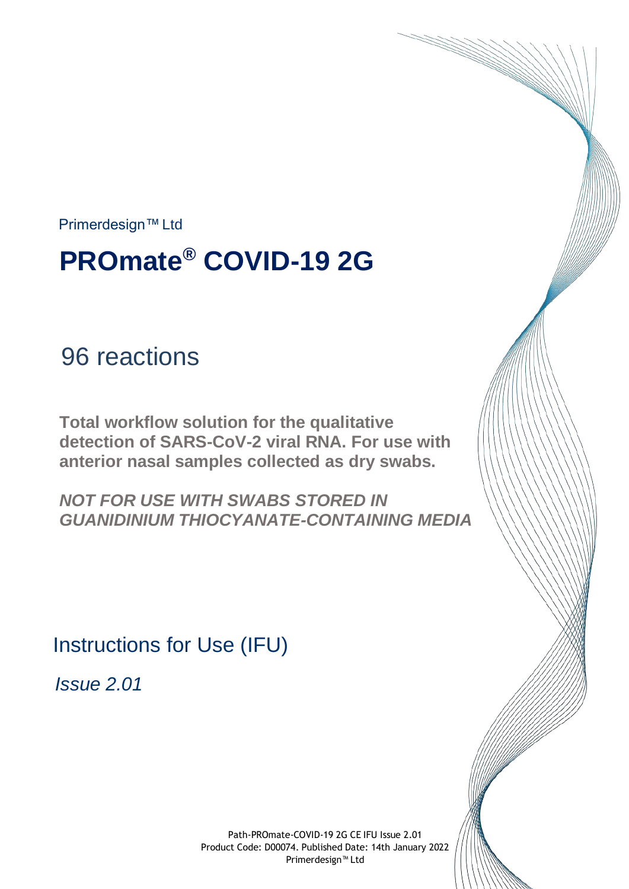Primerdesign™ Ltd

# PROmate® COVID-19 2G

## 96 reactions

**Total workflow solution for the qualitative detection of SARS-CoV-2 viral RNA. For use with anterior nasal samples collected as dry swabs.**

***NOT FOR USE WITH SWABS STORED IN GUANIDINIUM THIOCYANATE-CONTAINING MEDIA***

## Instructions for Use (IFU)

*Issue 2.01*

Path-PROmate-COVID-19 2G CE IFU Issue 2.01
Product Code: D00074. Published Date: 14th January 2022
Primerdesign™ Ltd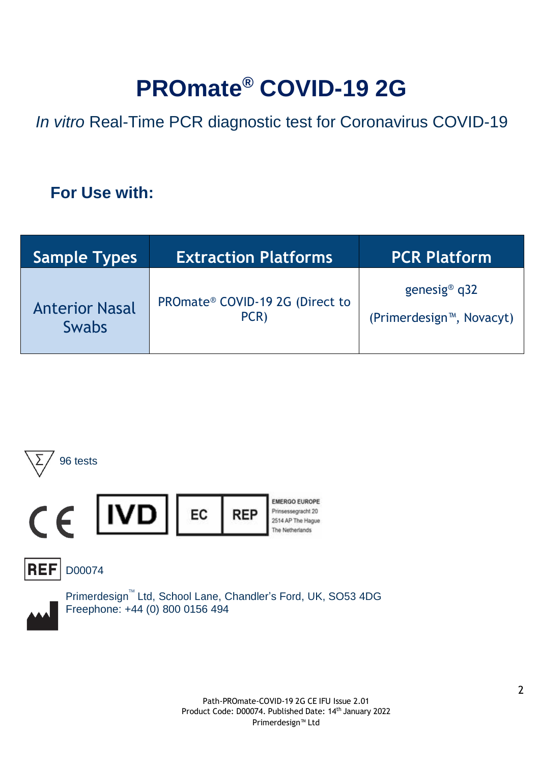# PROmate® COVID-19 2G

*In vitro* Real-Time PCR diagnostic test for Coronavirus COVID-19

## For Use with:

| Sample Types | Extraction Platforms | PCR Platform |
| --- | --- | --- |
| Anterior Nasal Swabs | PROmate® COVID-19 2G (Direct to PCR) | genesig® q32 (Primerdesign™, Novacyt) |

96 tests

CE IVD EC REP EMERGO EUROPE Prinsessegracht 20 2514 AP The Hague The Netherlands

REF D00074

Primerdesign™ Ltd, School Lane, Chandler's Ford, UK, SO53 4DG
Freephone: +44 (0) 800 0156 494

Path-PROmate-COVID-19 2G CE IFU Issue 2.01
Product Code: D00074. Published Date: 14th January 2022
Primerdesign™ Ltd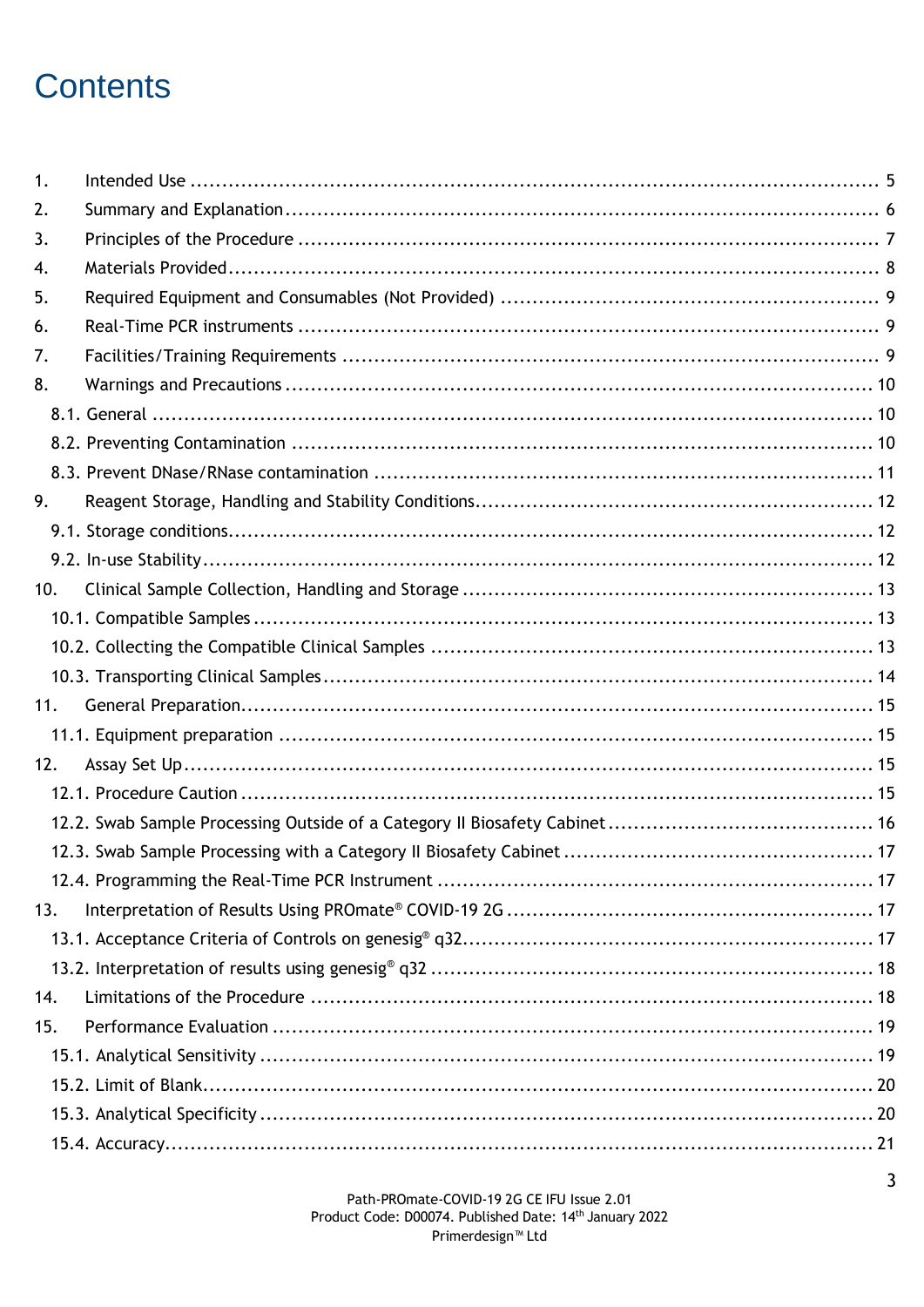# Contents

1. Intended Use ... 5
2. Summary and Explanation ... 6
3. Principles of the Procedure ... 7
4. Materials Provided ... 8
5. Required Equipment and Consumables (Not Provided) ... 9
6. Real-Time PCR instruments ... 9
7. Facilities/Training Requirements ... 9
8. Warnings and Precautions ... 10
   - 8.1. General ... 10
   - 8.2. Preventing Contamination ... 10
   - 8.3. Prevent DNase/RNase contamination ... 11
9. Reagent Storage, Handling and Stability Conditions ... 12
   - 9.1. Storage conditions ... 12
   - 9.2. In-use Stability ... 12
10. Clinical Sample Collection, Handling and Storage ... 13
    - 10.1. Compatible Samples ... 13
    - 10.2. Collecting the Compatible Clinical Samples ... 13
    - 10.3. Transporting Clinical Samples ... 14
11. General Preparation ... 15
    - 11.1. Equipment preparation ... 15
12. Assay Set Up ... 15
    - 12.1. Procedure Caution ... 15
    - 12.2. Swab Sample Processing Outside of a Category II Biosafety Cabinet ... 16
    - 12.3. Swab Sample Processing with a Category II Biosafety Cabinet ... 17
    - 12.4. Programming the Real-Time PCR Instrument ... 17
13. Interpretation of Results Using PROmate® COVID-19 2G ... 17
    - 13.1. Acceptance Criteria of Controls on genesig® q32 ... 17
    - 13.2. Interpretation of results using genesig® q32 ... 18
14. Limitations of the Procedure ... 18
15. Performance Evaluation ... 19
    - 15.1. Analytical Sensitivity ... 19
    - 15.2. Limit of Blank ... 20
    - 15.3. Analytical Specificity ... 20
    - 15.4. Accuracy ... 21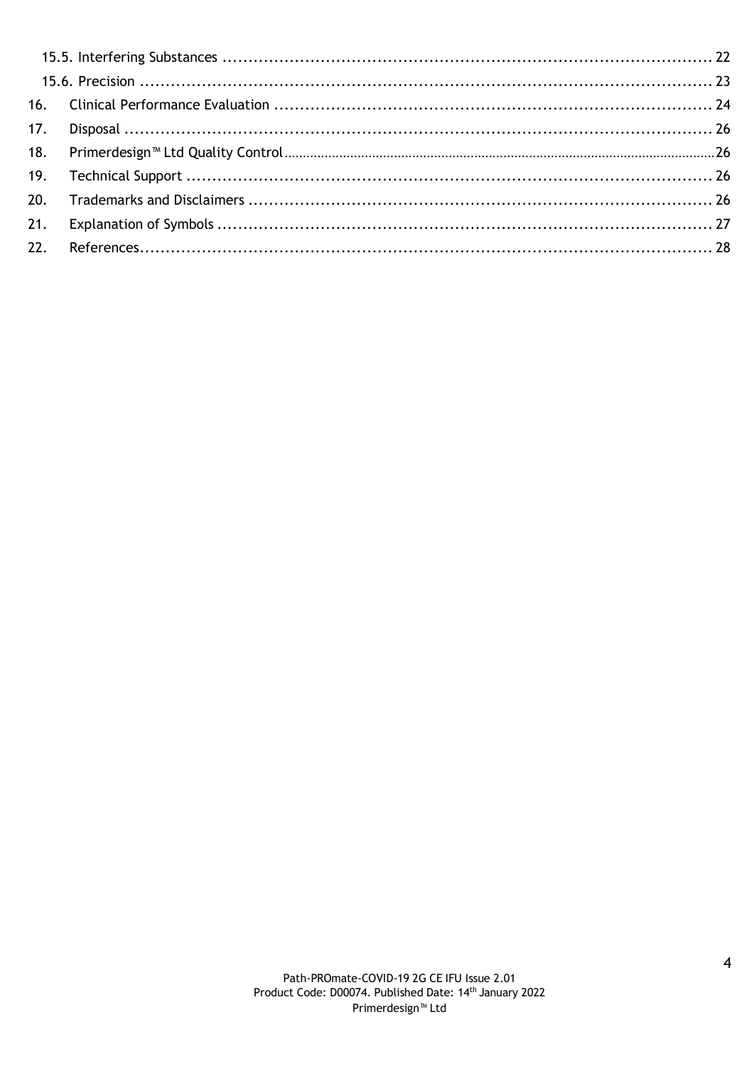15.5. Interfering Substances ........................................................................................................ 22

15.6. Precision ......................................................................................................................... 23

16. Clinical Performance Evaluation ................................................................................... 24

17. Disposal ............................................................................................................................ 26

18. Primerdesign™ Ltd Quality Control ............................................................................... 26

19. Technical Support ........................................................................................................... 26

20. Trademarks and Disclaimers .......................................................................................... 26

21. Explanation of Symbols .................................................................................................. 27

22. References ....................................................................................................................... 28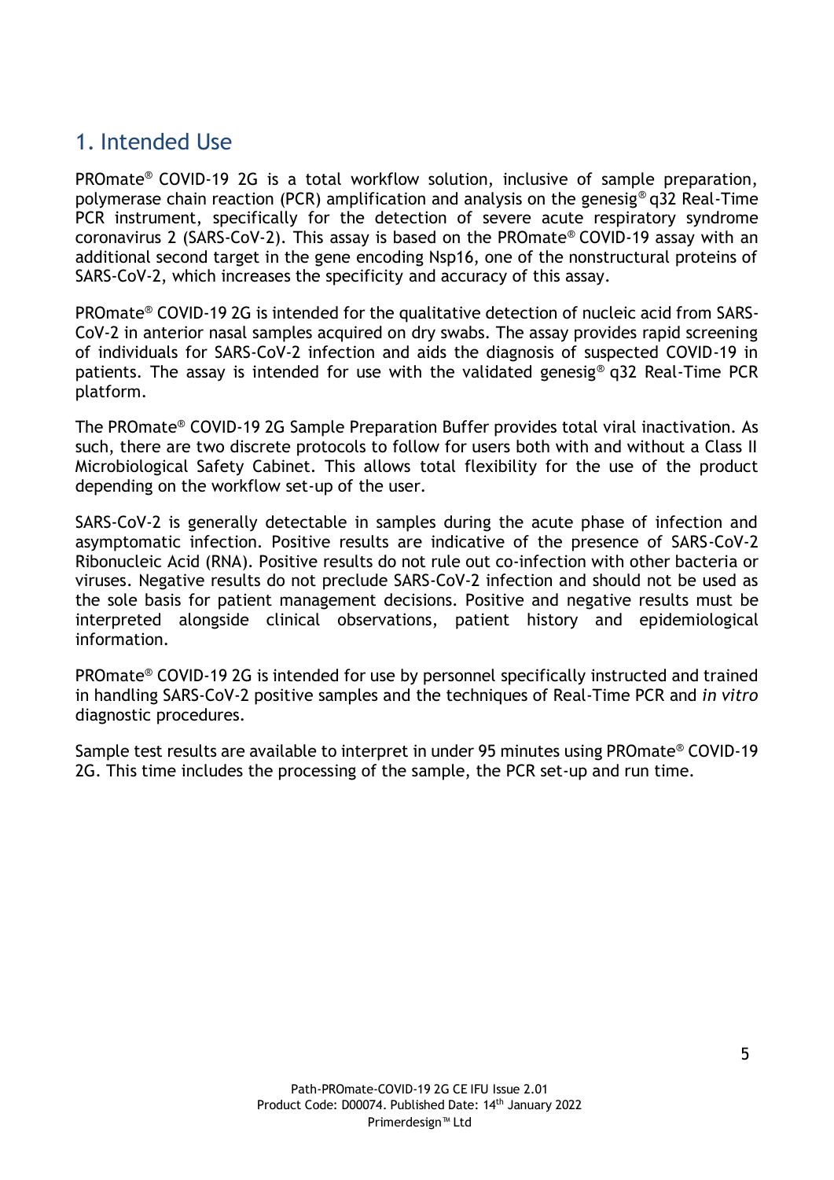# 1. Intended Use

PROmate® COVID-19 2G is a total workflow solution, inclusive of sample preparation, polymerase chain reaction (PCR) amplification and analysis on the genesig® q32 Real-Time PCR instrument, specifically for the detection of severe acute respiratory syndrome coronavirus 2 (SARS-CoV-2). This assay is based on the PROmate® COVID-19 assay with an additional second target in the gene encoding Nsp16, one of the nonstructural proteins of SARS-CoV-2, which increases the specificity and accuracy of this assay.

PROmate® COVID-19 2G is intended for the qualitative detection of nucleic acid from SARS-CoV-2 in anterior nasal samples acquired on dry swabs. The assay provides rapid screening of individuals for SARS-CoV-2 infection and aids the diagnosis of suspected COVID-19 in patients. The assay is intended for use with the validated genesig® q32 Real-Time PCR platform.

The PROmate® COVID-19 2G Sample Preparation Buffer provides total viral inactivation. As such, there are two discrete protocols to follow for users both with and without a Class II Microbiological Safety Cabinet. This allows total flexibility for the use of the product depending on the workflow set-up of the user.

SARS-CoV-2 is generally detectable in samples during the acute phase of infection and asymptomatic infection. Positive results are indicative of the presence of SARS-CoV-2 Ribonucleic Acid (RNA). Positive results do not rule out co-infection with other bacteria or viruses. Negative results do not preclude SARS-CoV-2 infection and should not be used as the sole basis for patient management decisions. Positive and negative results must be interpreted alongside clinical observations, patient history and epidemiological information.

PROmate® COVID-19 2G is intended for use by personnel specifically instructed and trained in handling SARS-CoV-2 positive samples and the techniques of Real-Time PCR and *in vitro* diagnostic procedures.

Sample test results are available to interpret in under 95 minutes using PROmate® COVID-19 2G. This time includes the processing of the sample, the PCR set-up and run time.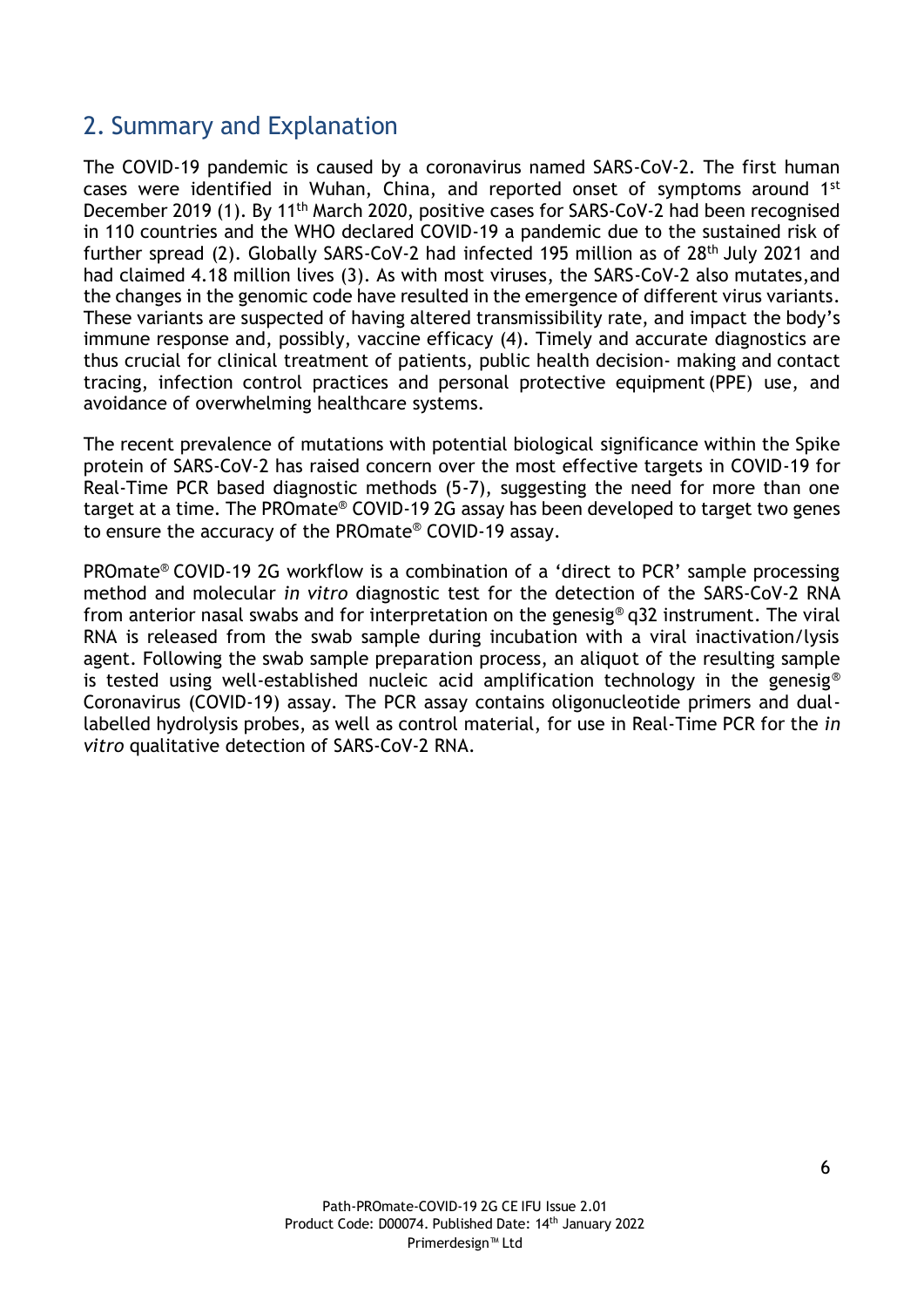## 2. Summary and Explanation

The COVID-19 pandemic is caused by a coronavirus named SARS-CoV-2. The first human cases were identified in Wuhan, China, and reported onset of symptoms around 1st December 2019 (1). By 11th March 2020, positive cases for SARS-CoV-2 had been recognised in 110 countries and the WHO declared COVID-19 a pandemic due to the sustained risk of further spread (2). Globally SARS-CoV-2 had infected 195 million as of 28th July 2021 and had claimed 4.18 million lives (3). As with most viruses, the SARS-CoV-2 also mutates,and the changes in the genomic code have resulted in the emergence of different virus variants. These variants are suspected of having altered transmissibility rate, and impact the body's immune response and, possibly, vaccine efficacy (4). Timely and accurate diagnostics are thus crucial for clinical treatment of patients, public health decision- making and contact tracing, infection control practices and personal protective equipment (PPE) use, and avoidance of overwhelming healthcare systems.

The recent prevalence of mutations with potential biological significance within the Spike protein of SARS-CoV-2 has raised concern over the most effective targets in COVID-19 for Real-Time PCR based diagnostic methods (5-7), suggesting the need for more than one target at a time. The PROmate® COVID-19 2G assay has been developed to target two genes to ensure the accuracy of the PROmate® COVID-19 assay.

PROmate® COVID-19 2G workflow is a combination of a 'direct to PCR' sample processing method and molecular *in vitro* diagnostic test for the detection of the SARS-CoV-2 RNA from anterior nasal swabs and for interpretation on the genesig® q32 instrument. The viral RNA is released from the swab sample during incubation with a viral inactivation/lysis agent. Following the swab sample preparation process, an aliquot of the resulting sample is tested using well-established nucleic acid amplification technology in the genesig® Coronavirus (COVID-19) assay. The PCR assay contains oligonucleotide primers and dual-labelled hydrolysis probes, as well as control material, for use in Real-Time PCR for the *in vitro* qualitative detection of SARS-CoV-2 RNA.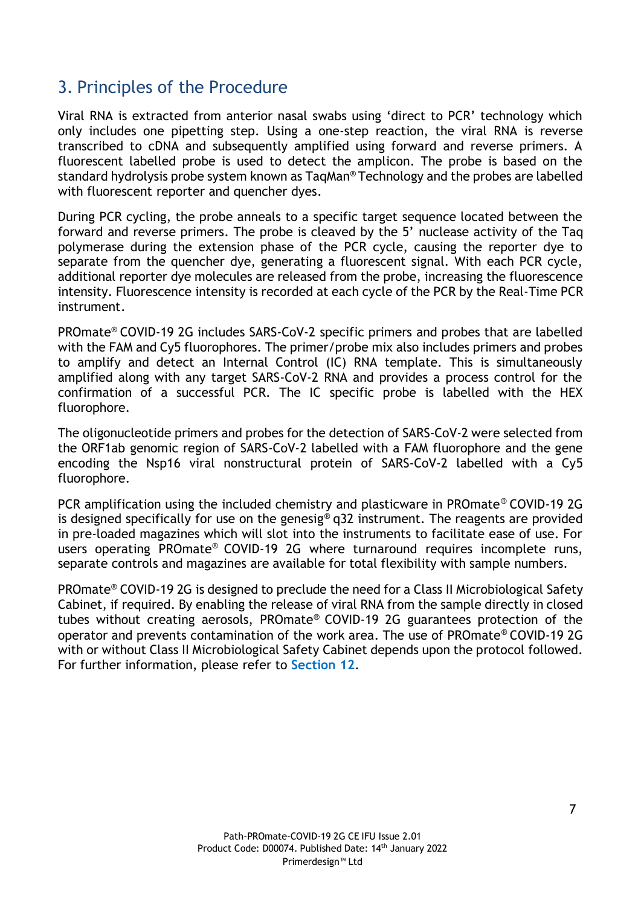## 3. Principles of the Procedure

Viral RNA is extracted from anterior nasal swabs using 'direct to PCR' technology which only includes one pipetting step. Using a one-step reaction, the viral RNA is reverse transcribed to cDNA and subsequently amplified using forward and reverse primers. A fluorescent labelled probe is used to detect the amplicon. The probe is based on the standard hydrolysis probe system known as TaqMan® Technology and the probes are labelled with fluorescent reporter and quencher dyes.

During PCR cycling, the probe anneals to a specific target sequence located between the forward and reverse primers. The probe is cleaved by the 5' nuclease activity of the Taq polymerase during the extension phase of the PCR cycle, causing the reporter dye to separate from the quencher dye, generating a fluorescent signal. With each PCR cycle, additional reporter dye molecules are released from the probe, increasing the fluorescence intensity. Fluorescence intensity is recorded at each cycle of the PCR by the Real-Time PCR instrument.

PROmate® COVID-19 2G includes SARS-CoV-2 specific primers and probes that are labelled with the FAM and Cy5 fluorophores. The primer/probe mix also includes primers and probes to amplify and detect an Internal Control (IC) RNA template. This is simultaneously amplified along with any target SARS-CoV-2 RNA and provides a process control for the confirmation of a successful PCR. The IC specific probe is labelled with the HEX fluorophore.

The oligonucleotide primers and probes for the detection of SARS-CoV-2 were selected from the ORF1ab genomic region of SARS-CoV-2 labelled with a FAM fluorophore and the gene encoding the Nsp16 viral nonstructural protein of SARS-CoV-2 labelled with a Cy5 fluorophore.

PCR amplification using the included chemistry and plasticware in PROmate® COVID-19 2G is designed specifically for use on the genesig® q32 instrument. The reagents are provided in pre-loaded magazines which will slot into the instruments to facilitate ease of use. For users operating PROmate® COVID-19 2G where turnaround requires incomplete runs, separate controls and magazines are available for total flexibility with sample numbers.

PROmate® COVID-19 2G is designed to preclude the need for a Class II Microbiological Safety Cabinet, if required. By enabling the release of viral RNA from the sample directly in closed tubes without creating aerosols, PROmate® COVID-19 2G guarantees protection of the operator and prevents contamination of the work area. The use of PROmate® COVID-19 2G with or without Class II Microbiological Safety Cabinet depends upon the protocol followed. For further information, please refer to **Section 12**.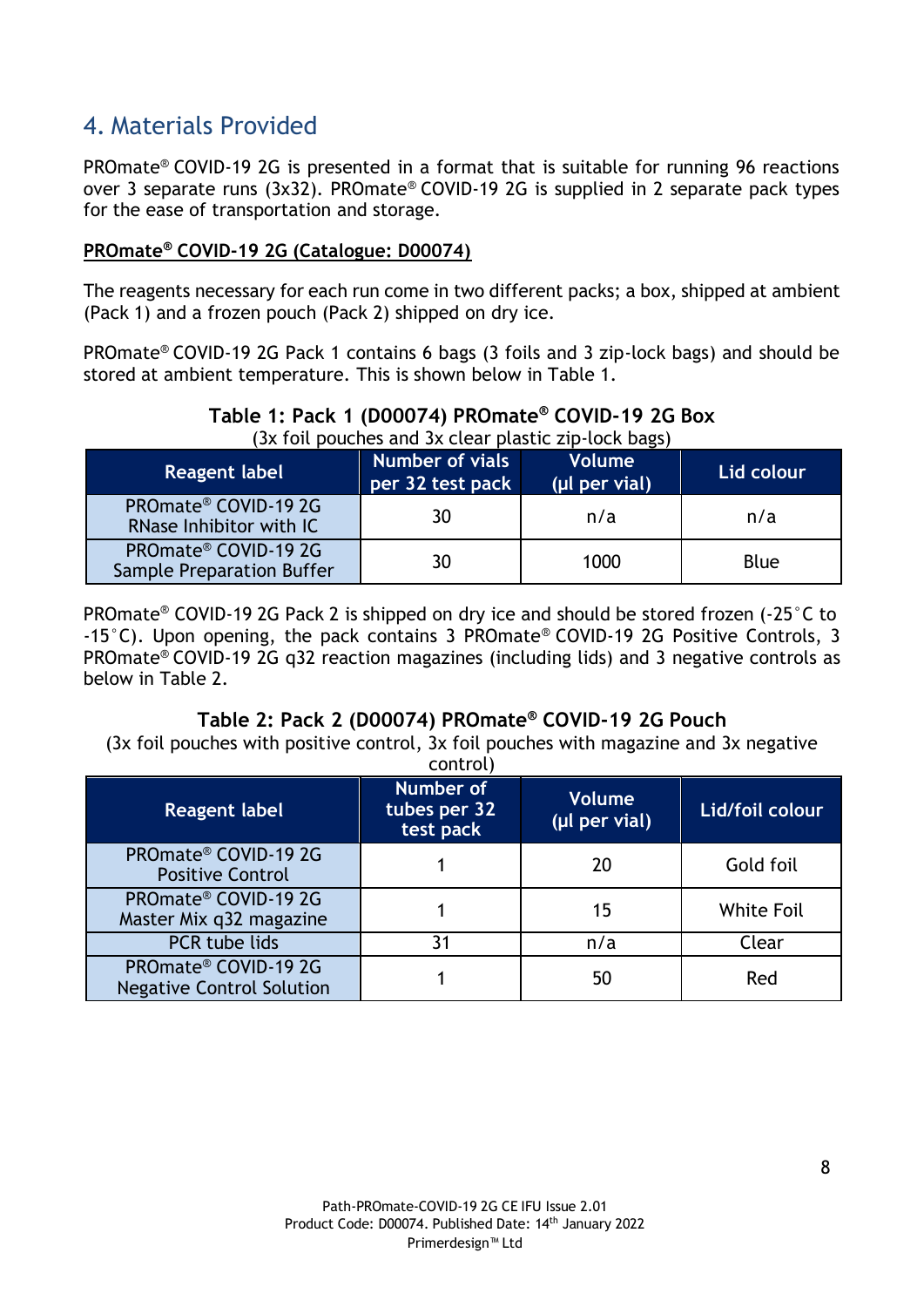## 4. Materials Provided

PROmate® COVID-19 2G is presented in a format that is suitable for running 96 reactions over 3 separate runs (3x32). PROmate® COVID-19 2G is supplied in 2 separate pack types for the ease of transportation and storage.

**PROmate® COVID-19 2G (Catalogue: D00074)**

The reagents necessary for each run come in two different packs; a box, shipped at ambient (Pack 1) and a frozen pouch (Pack 2) shipped on dry ice.

PROmate® COVID-19 2G Pack 1 contains 6 bags (3 foils and 3 zip-lock bags) and should be stored at ambient temperature. This is shown below in Table 1.

**Table 1: Pack 1 (D00074) PROmate® COVID-19 2G Box**
(3x foil pouches and 3x clear plastic zip-lock bags)

| Reagent label | Number of vials per 32 test pack | Volume (µl per vial) | Lid colour |
|---|---|---|---|
| PROmate® COVID-19 2G RNase Inhibitor with IC | 30 | n/a | n/a |
| PROmate® COVID-19 2G Sample Preparation Buffer | 30 | 1000 | Blue |

PROmate® COVID-19 2G Pack 2 is shipped on dry ice and should be stored frozen (-25˚C to -15˚C). Upon opening, the pack contains 3 PROmate® COVID-19 2G Positive Controls, 3 PROmate® COVID-19 2G q32 reaction magazines (including lids) and 3 negative controls as below in Table 2.

**Table 2: Pack 2 (D00074) PROmate® COVID-19 2G Pouch**
(3x foil pouches with positive control, 3x foil pouches with magazine and 3x negative control)

| Reagent label | Number of tubes per 32 test pack | Volume (µl per vial) | Lid/foil colour |
|---|---|---|---|
| PROmate® COVID-19 2G Positive Control | 1 | 20 | Gold foil |
| PROmate® COVID-19 2G Master Mix q32 magazine | 1 | 15 | White Foil |
| PCR tube lids | 31 | n/a | Clear |
| PROmate® COVID-19 2G Negative Control Solution | 1 | 50 | Red |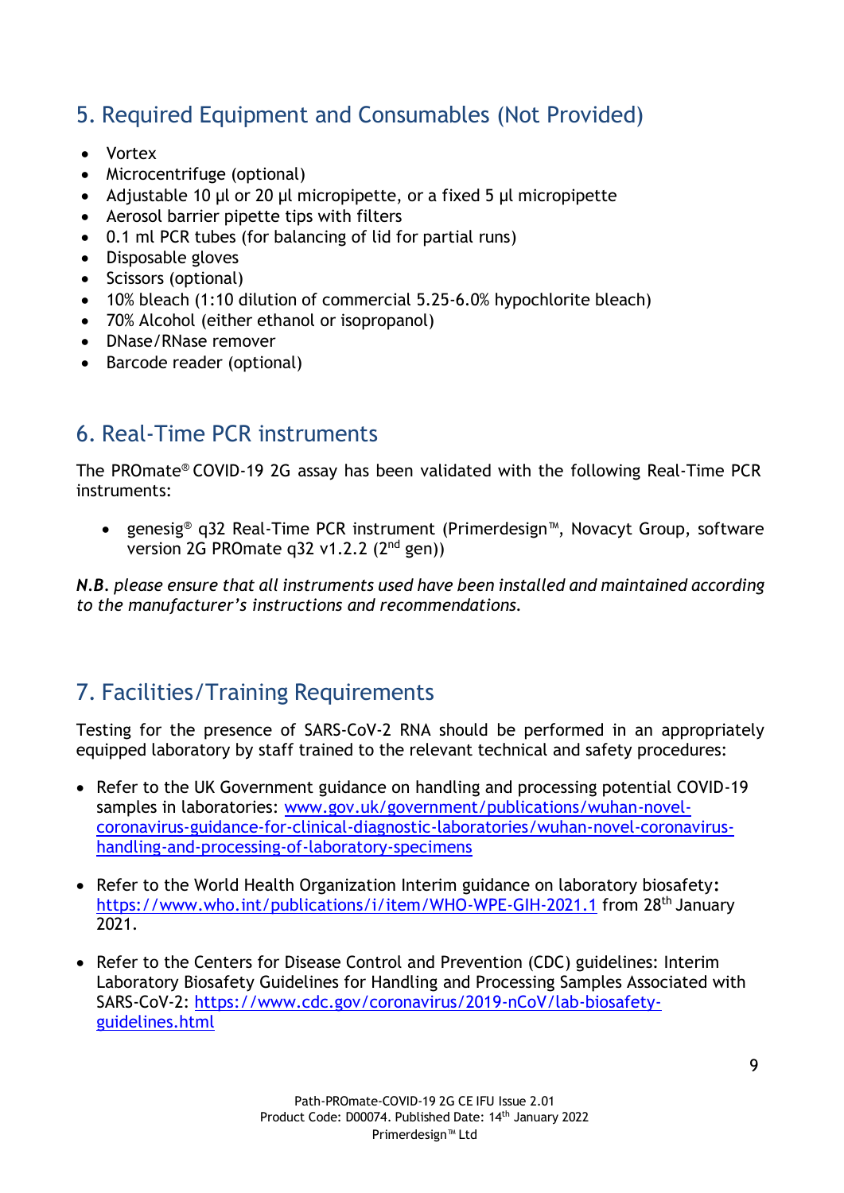## 5. Required Equipment and Consumables (Not Provided)

- Vortex
- Microcentrifuge (optional)
- Adjustable 10 µl or 20 µl micropipette, or a fixed 5 µl micropipette
- Aerosol barrier pipette tips with filters
- 0.1 ml PCR tubes (for balancing of lid for partial runs)
- Disposable gloves
- Scissors (optional)
- 10% bleach (1:10 dilution of commercial 5.25-6.0% hypochlorite bleach)
- 70% Alcohol (either ethanol or isopropanol)
- DNase/RNase remover
- Barcode reader (optional)

## 6. Real-Time PCR instruments

The PROmate® COVID-19 2G assay has been validated with the following Real-Time PCR instruments:

- genesig® q32 Real-Time PCR instrument (Primerdesign™, Novacyt Group, software version 2G PROmate q32 v1.2.2 (2nd gen))

***N.B.*** *please ensure that all instruments used have been installed and maintained according to the manufacturer's instructions and recommendations.*

## 7. Facilities/Training Requirements

Testing for the presence of SARS-CoV-2 RNA should be performed in an appropriately equipped laboratory by staff trained to the relevant technical and safety procedures:

- Refer to the UK Government guidance on handling and processing potential COVID-19 samples in laboratories: [www.gov.uk/government/publications/wuhan-novel-coronavirus-guidance-for-clinical-diagnostic-laboratories/wuhan-novel-coronavirus-handling-and-processing-of-laboratory-specimens](www.gov.uk/government/publications/wuhan-novel-coronavirus-guidance-for-clinical-diagnostic-laboratories/wuhan-novel-coronavirus-handling-and-processing-of-laboratory-specimens)

- Refer to the World Health Organization Interim guidance on laboratory biosafety: [https://www.who.int/publications/i/item/WHO-WPE-GIH-2021.1](https://www.who.int/publications/i/item/WHO-WPE-GIH-2021.1) from 28th January 2021.

- Refer to the Centers for Disease Control and Prevention (CDC) guidelines: Interim Laboratory Biosafety Guidelines for Handling and Processing Samples Associated with SARS-CoV-2: [https://www.cdc.gov/coronavirus/2019-nCoV/lab-biosafety-guidelines.html](https://www.cdc.gov/coronavirus/2019-nCoV/lab-biosafety-guidelines.html)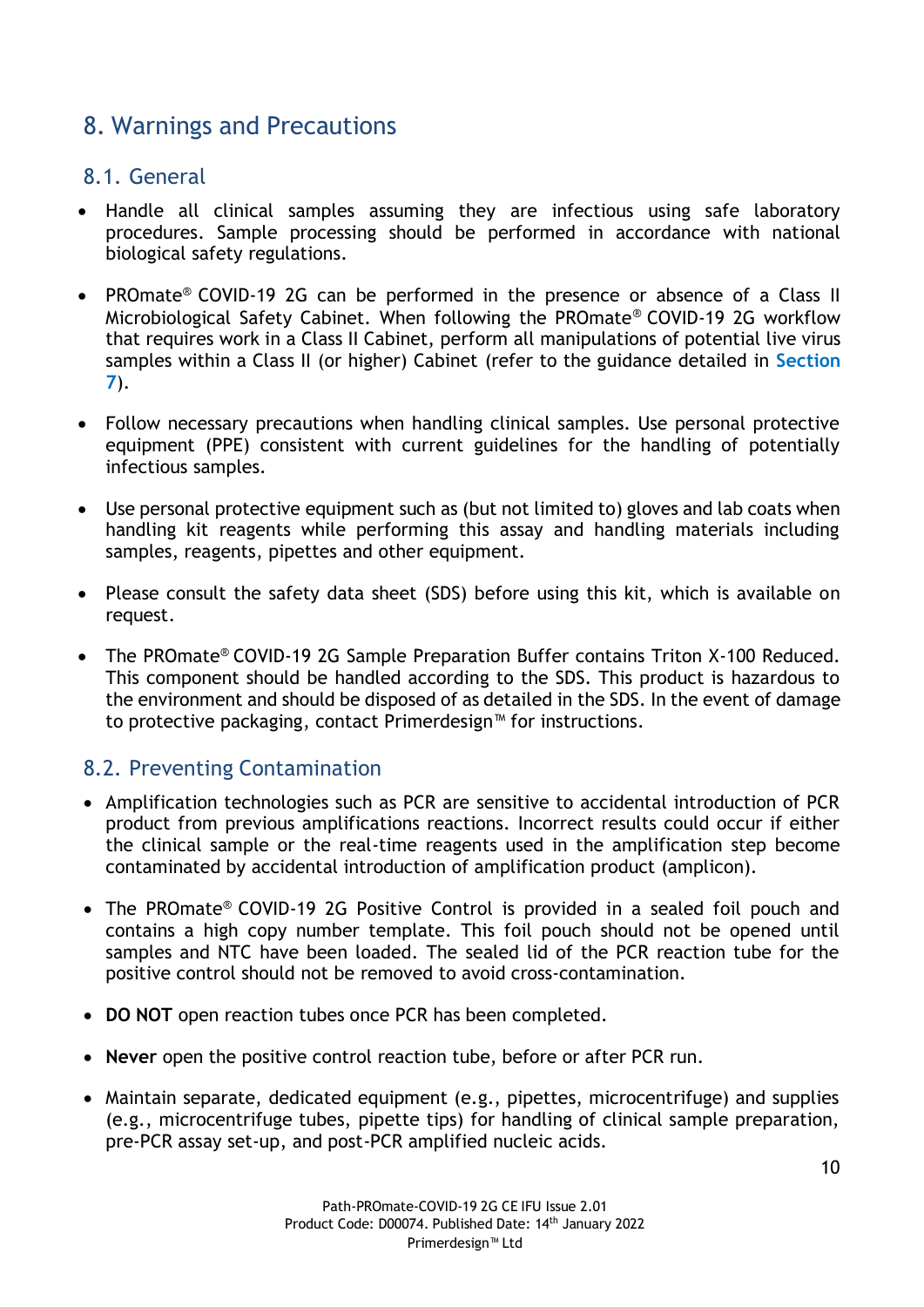## 8. Warnings and Precautions

### 8.1. General

- Handle all clinical samples assuming they are infectious using safe laboratory procedures. Sample processing should be performed in accordance with national biological safety regulations.
- PROmate® COVID-19 2G can be performed in the presence or absence of a Class II Microbiological Safety Cabinet. When following the PROmate® COVID-19 2G workflow that requires work in a Class II Cabinet, perform all manipulations of potential live virus samples within a Class II (or higher) Cabinet (refer to the guidance detailed in **Section 7**).
- Follow necessary precautions when handling clinical samples. Use personal protective equipment (PPE) consistent with current guidelines for the handling of potentially infectious samples.
- Use personal protective equipment such as (but not limited to) gloves and lab coats when handling kit reagents while performing this assay and handling materials including samples, reagents, pipettes and other equipment.
- Please consult the safety data sheet (SDS) before using this kit, which is available on request.
- The PROmate® COVID-19 2G Sample Preparation Buffer contains Triton X-100 Reduced. This component should be handled according to the SDS. This product is hazardous to the environment and should be disposed of as detailed in the SDS. In the event of damage to protective packaging, contact Primerdesign™ for instructions.

### 8.2. Preventing Contamination

- Amplification technologies such as PCR are sensitive to accidental introduction of PCR product from previous amplifications reactions. Incorrect results could occur if either the clinical sample or the real-time reagents used in the amplification step become contaminated by accidental introduction of amplification product (amplicon).
- The PROmate® COVID-19 2G Positive Control is provided in a sealed foil pouch and contains a high copy number template. This foil pouch should not be opened until samples and NTC have been loaded. The sealed lid of the PCR reaction tube for the positive control should not be removed to avoid cross-contamination.
- **DO NOT** open reaction tubes once PCR has been completed.
- **Never** open the positive control reaction tube, before or after PCR run.
- Maintain separate, dedicated equipment (e.g., pipettes, microcentrifuge) and supplies (e.g., microcentrifuge tubes, pipette tips) for handling of clinical sample preparation, pre-PCR assay set-up, and post-PCR amplified nucleic acids.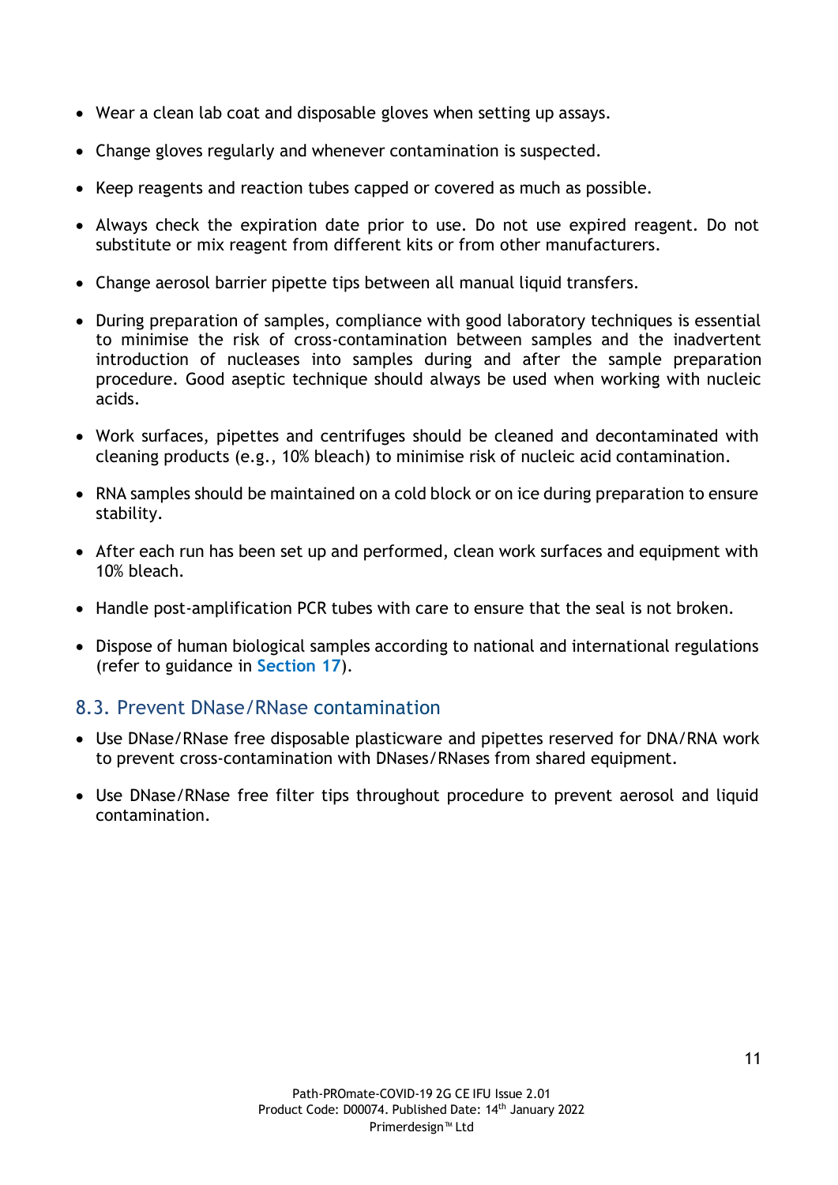- Wear a clean lab coat and disposable gloves when setting up assays.
- Change gloves regularly and whenever contamination is suspected.
- Keep reagents and reaction tubes capped or covered as much as possible.
- Always check the expiration date prior to use. Do not use expired reagent. Do not substitute or mix reagent from different kits or from other manufacturers.
- Change aerosol barrier pipette tips between all manual liquid transfers.
- During preparation of samples, compliance with good laboratory techniques is essential to minimise the risk of cross-contamination between samples and the inadvertent introduction of nucleases into samples during and after the sample preparation procedure. Good aseptic technique should always be used when working with nucleic acids.
- Work surfaces, pipettes and centrifuges should be cleaned and decontaminated with cleaning products (e.g., 10% bleach) to minimise risk of nucleic acid contamination.
- RNA samples should be maintained on a cold block or on ice during preparation to ensure stability.
- After each run has been set up and performed, clean work surfaces and equipment with 10% bleach.
- Handle post-amplification PCR tubes with care to ensure that the seal is not broken.
- Dispose of human biological samples according to national and international regulations (refer to guidance in **Section 17**).

## 8.3. Prevent DNase/RNase contamination

- Use DNase/RNase free disposable plasticware and pipettes reserved for DNA/RNA work to prevent cross-contamination with DNases/RNases from shared equipment.
- Use DNase/RNase free filter tips throughout procedure to prevent aerosol and liquid contamination.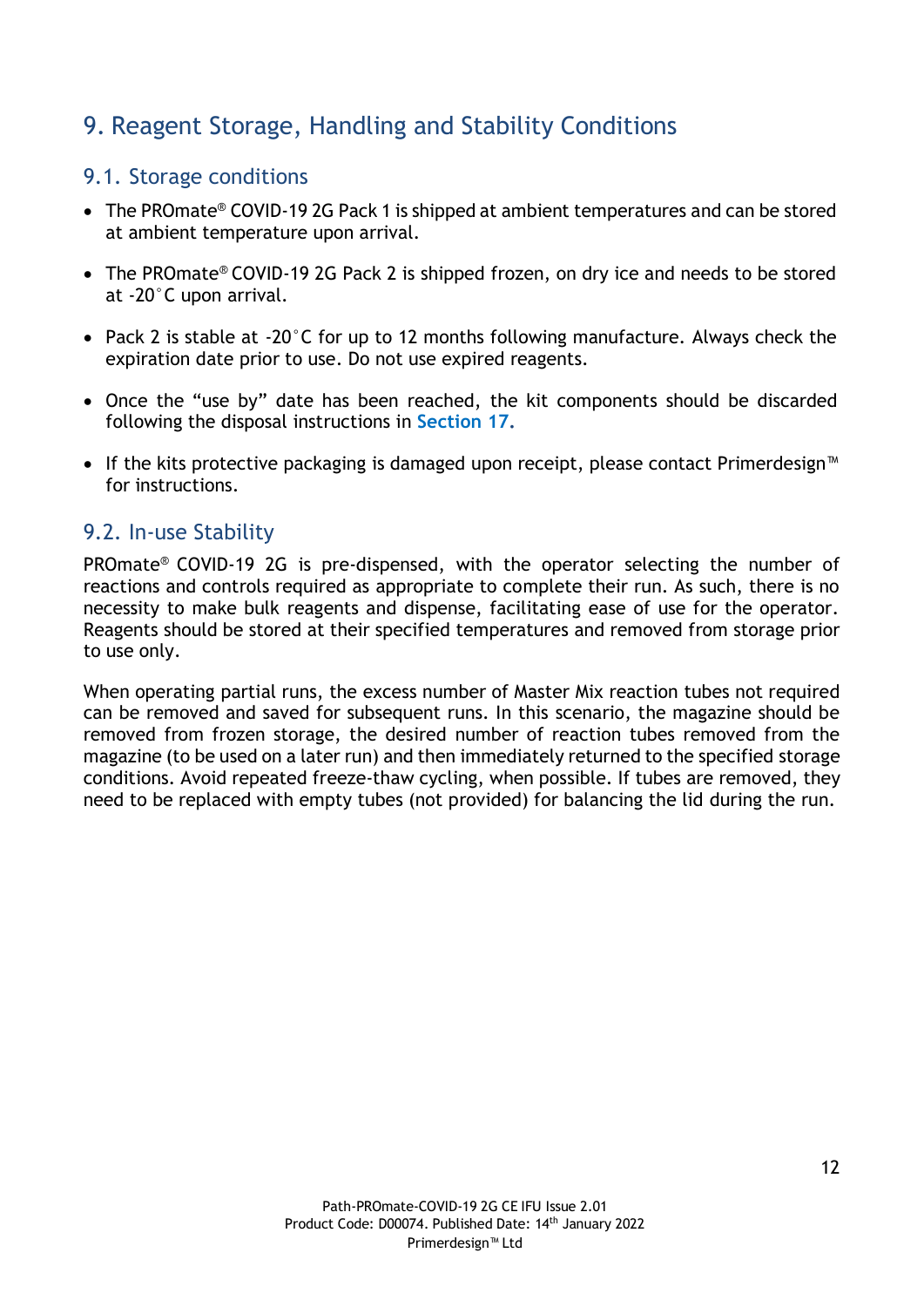# 9. Reagent Storage, Handling and Stability Conditions

## 9.1. Storage conditions

- The PROmate® COVID-19 2G Pack 1 is shipped at ambient temperatures and can be stored at ambient temperature upon arrival.
- The PROmate® COVID-19 2G Pack 2 is shipped frozen, on dry ice and needs to be stored at -20°C upon arrival.
- Pack 2 is stable at -20°C for up to 12 months following manufacture. Always check the expiration date prior to use. Do not use expired reagents.
- Once the "use by" date has been reached, the kit components should be discarded following the disposal instructions in **Section 17.**
- If the kits protective packaging is damaged upon receipt, please contact Primerdesign™ for instructions.

## 9.2. In-use Stability

PROmate® COVID-19 2G is pre-dispensed, with the operator selecting the number of reactions and controls required as appropriate to complete their run. As such, there is no necessity to make bulk reagents and dispense, facilitating ease of use for the operator. Reagents should be stored at their specified temperatures and removed from storage prior to use only.

When operating partial runs, the excess number of Master Mix reaction tubes not required can be removed and saved for subsequent runs. In this scenario, the magazine should be removed from frozen storage, the desired number of reaction tubes removed from the magazine (to be used on a later run) and then immediately returned to the specified storage conditions. Avoid repeated freeze-thaw cycling, when possible. If tubes are removed, they need to be replaced with empty tubes (not provided) for balancing the lid during the run.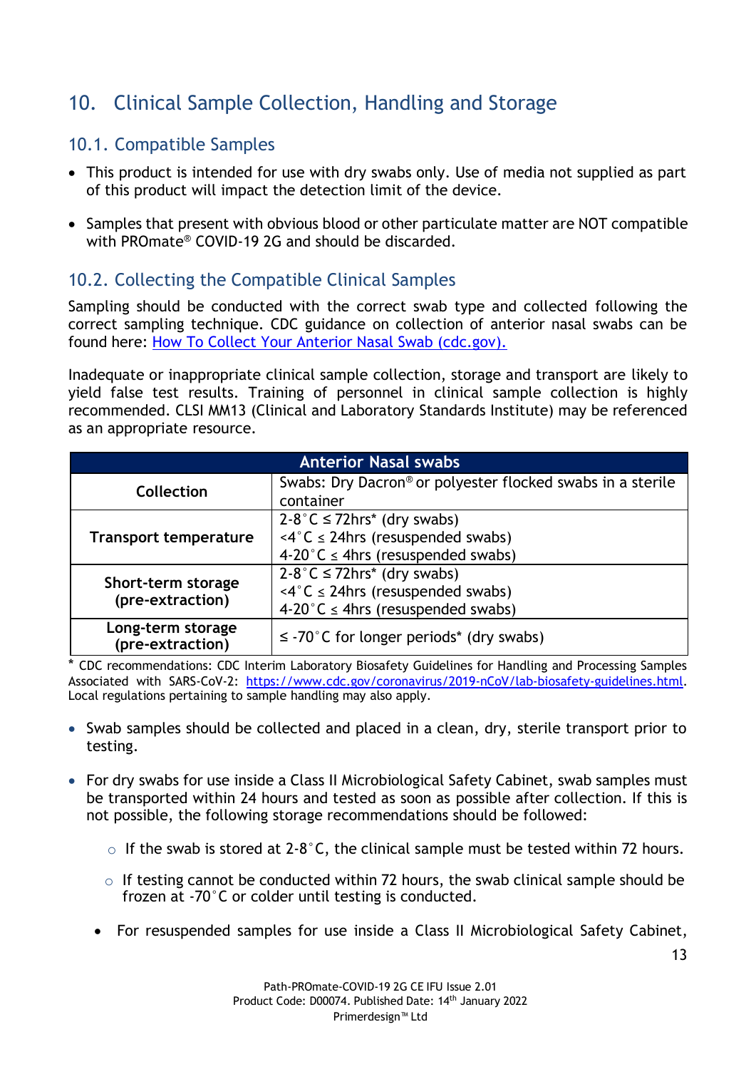# 10. Clinical Sample Collection, Handling and Storage

## 10.1. Compatible Samples

- This product is intended for use with dry swabs only. Use of media not supplied as part of this product will impact the detection limit of the device.
- Samples that present with obvious blood or other particulate matter are NOT compatible with PROmate® COVID-19 2G and should be discarded.

## 10.2. Collecting the Compatible Clinical Samples

Sampling should be conducted with the correct swab type and collected following the correct sampling technique. CDC guidance on collection of anterior nasal swabs can be found here: [How To Collect Your Anterior Nasal Swab (cdc.gov).](https://www.cdc.gov)

Inadequate or inappropriate clinical sample collection, storage and transport are likely to yield false test results. Training of personnel in clinical sample collection is highly recommended. CLSI MM13 (Clinical and Laboratory Standards Institute) may be referenced as an appropriate resource.

| Anterior Nasal swabs | |
|---|---|
| **Collection** | Swabs: Dry Dacron® or polyester flocked swabs in a sterile container |
| **Transport temperature** | 2-8˚C ≤ 72hrs* (dry swabs)<br><4˚C ≤ 24hrs (resuspended swabs)<br>4-20˚C ≤ 4hrs (resuspended swabs) |
| **Short-term storage (pre-extraction)** | 2-8˚C ≤ 72hrs* (dry swabs)<br><4˚C ≤ 24hrs (resuspended swabs)<br>4-20˚C ≤ 4hrs (resuspended swabs) |
| **Long-term storage (pre-extraction)** | ≤ -70˚C for longer periods* (dry swabs) |

\* CDC recommendations: CDC Interim Laboratory Biosafety Guidelines for Handling and Processing Samples Associated with SARS-CoV-2: https://www.cdc.gov/coronavirus/2019-nCoV/lab-biosafety-guidelines.html. Local regulations pertaining to sample handling may also apply.

- Swab samples should be collected and placed in a clean, dry, sterile transport prior to testing.
- For dry swabs for use inside a Class II Microbiological Safety Cabinet, swab samples must be transported within 24 hours and tested as soon as possible after collection. If this is not possible, the following storage recommendations should be followed:
  - If the swab is stored at 2-8˚C, the clinical sample must be tested within 72 hours.
  - If testing cannot be conducted within 72 hours, the swab clinical sample should be frozen at -70˚C or colder until testing is conducted.
- For resuspended samples for use inside a Class II Microbiological Safety Cabinet,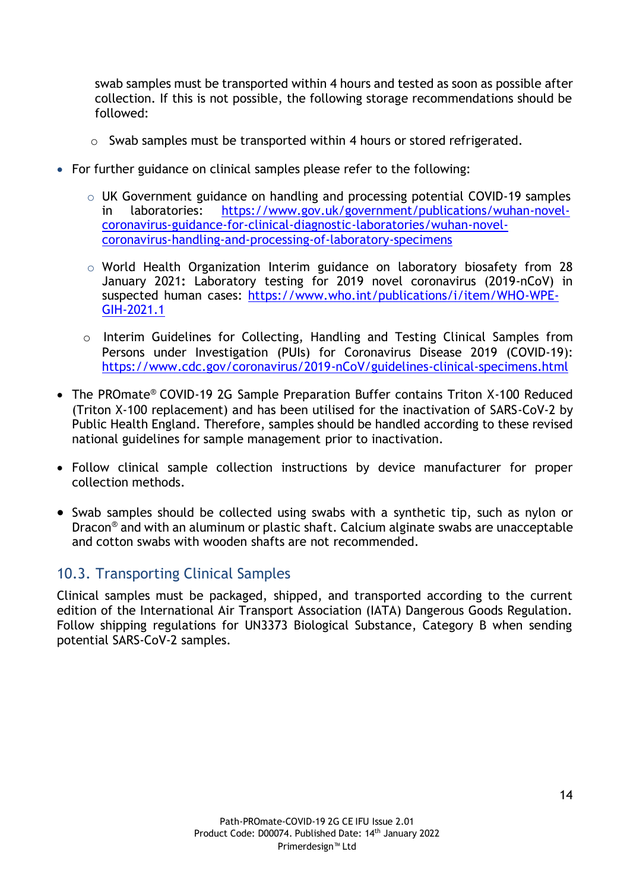swab samples must be transported within 4 hours and tested as soon as possible after collection. If this is not possible, the following storage recommendations should be followed:

  - Swab samples must be transported within 4 hours or stored refrigerated.

- For further guidance on clinical samples please refer to the following:
  - UK Government guidance on handling and processing potential COVID-19 samples in laboratories: https://www.gov.uk/government/publications/wuhan-novel-coronavirus-guidance-for-clinical-diagnostic-laboratories/wuhan-novel-coronavirus-handling-and-processing-of-laboratory-specimens
  - World Health Organization Interim guidance on laboratory biosafety from 28 January 2021**:** Laboratory testing for 2019 novel coronavirus (2019-nCoV) in suspected human cases: https://www.who.int/publications/i/item/WHO-WPE-GIH-2021.1
  - Interim Guidelines for Collecting, Handling and Testing Clinical Samples from Persons under Investigation (PUIs) for Coronavirus Disease 2019 (COVID-19): https://www.cdc.gov/coronavirus/2019-nCoV/guidelines-clinical-specimens.html

- The PROmate® COVID-19 2G Sample Preparation Buffer contains Triton X-100 Reduced (Triton X-100 replacement) and has been utilised for the inactivation of SARS-CoV-2 by Public Health England. Therefore, samples should be handled according to these revised national guidelines for sample management prior to inactivation.

- Follow clinical sample collection instructions by device manufacturer for proper collection methods.

- Swab samples should be collected using swabs with a synthetic tip, such as nylon or Dacron® and with an aluminum or plastic shaft. Calcium alginate swabs are unacceptable and cotton swabs with wooden shafts are not recommended.

## 10.3. Transporting Clinical Samples

Clinical samples must be packaged, shipped, and transported according to the current edition of the International Air Transport Association (IATA) Dangerous Goods Regulation. Follow shipping regulations for UN3373 Biological Substance, Category B when sending potential SARS-CoV-2 samples.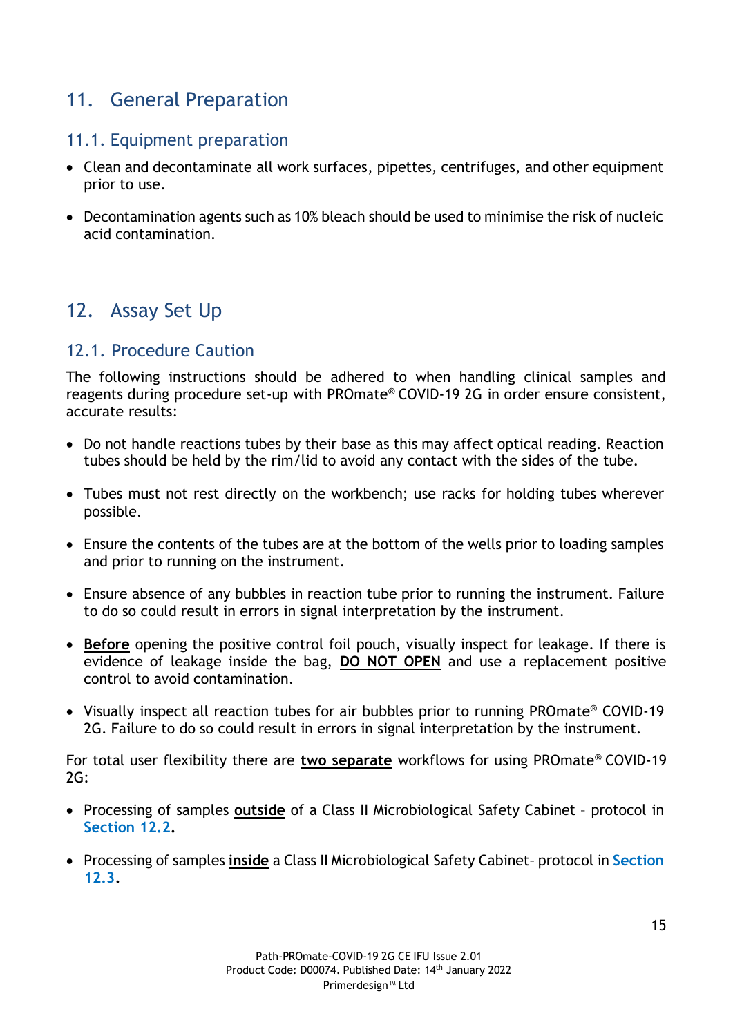# 11. General Preparation

## 11.1. Equipment preparation

- Clean and decontaminate all work surfaces, pipettes, centrifuges, and other equipment prior to use.
- Decontamination agents such as 10% bleach should be used to minimise the risk of nucleic acid contamination.

# 12. Assay Set Up

## 12.1. Procedure Caution

The following instructions should be adhered to when handling clinical samples and reagents during procedure set-up with PROmate® COVID-19 2G in order ensure consistent, accurate results:

- Do not handle reactions tubes by their base as this may affect optical reading. Reaction tubes should be held by the rim/lid to avoid any contact with the sides of the tube.
- Tubes must not rest directly on the workbench; use racks for holding tubes wherever possible.
- Ensure the contents of the tubes are at the bottom of the wells prior to loading samples and prior to running on the instrument.
- Ensure absence of any bubbles in reaction tube prior to running the instrument. Failure to do so could result in errors in signal interpretation by the instrument.
- **Before** opening the positive control foil pouch, visually inspect for leakage. If there is evidence of leakage inside the bag, **DO NOT OPEN** and use a replacement positive control to avoid contamination.
- Visually inspect all reaction tubes for air bubbles prior to running PROmate® COVID-19 2G. Failure to do so could result in errors in signal interpretation by the instrument.

For total user flexibility there are **two separate** workflows for using PROmate® COVID-19 2G:

- Processing of samples **outside** of a Class II Microbiological Safety Cabinet – protocol in **Section 12.2**.
- Processing of samples **inside** a Class II Microbiological Safety Cabinet– protocol in **Section 12.3**.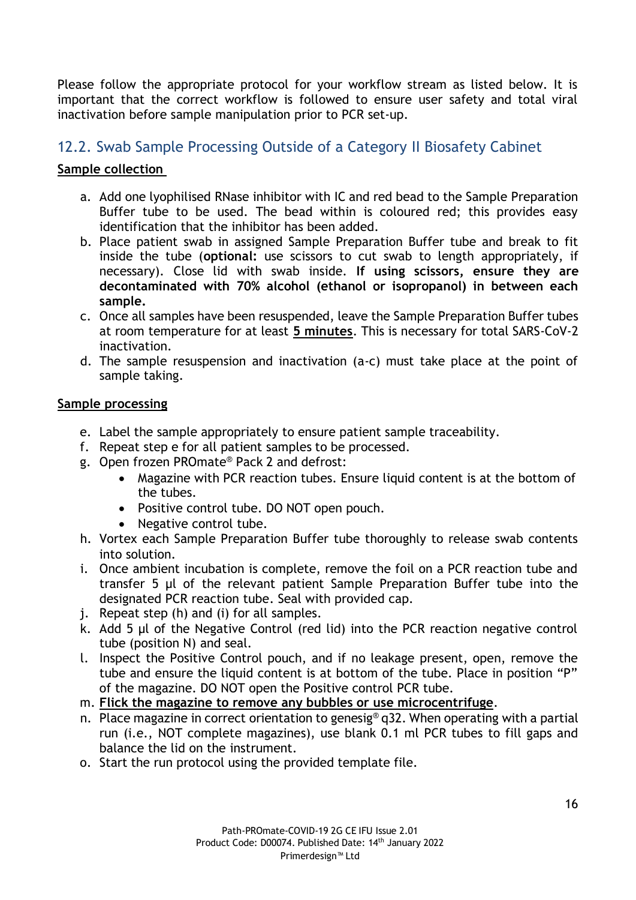Please follow the appropriate protocol for your workflow stream as listed below. It is important that the correct workflow is followed to ensure user safety and total viral inactivation before sample manipulation prior to PCR set-up.

## 12.2. Swab Sample Processing Outside of a Category II Biosafety Cabinet

**Sample collection**

a. Add one lyophilised RNase inhibitor with IC and red bead to the Sample Preparation Buffer tube to be used. The bead within is coloured red; this provides easy identification that the inhibitor has been added.
b. Place patient swab in assigned Sample Preparation Buffer tube and break to fit inside the tube (**optional:** use scissors to cut swab to length appropriately, if necessary). Close lid with swab inside. **If using scissors, ensure they are decontaminated with 70% alcohol (ethanol or isopropanol) in between each sample.**
c. Once all samples have been resuspended, leave the Sample Preparation Buffer tubes at room temperature for at least **5 minutes**. This is necessary for total SARS-CoV-2 inactivation.
d. The sample resuspension and inactivation (a-c) must take place at the point of sample taking.

**Sample processing**

e. Label the sample appropriately to ensure patient sample traceability.
f. Repeat step e for all patient samples to be processed.
g. Open frozen PROmate® Pack 2 and defrost:
    - Magazine with PCR reaction tubes. Ensure liquid content is at the bottom of the tubes.
    - Positive control tube. DO NOT open pouch.
    - Negative control tube.
h. Vortex each Sample Preparation Buffer tube thoroughly to release swab contents into solution.
i. Once ambient incubation is complete, remove the foil on a PCR reaction tube and transfer 5 µl of the relevant patient Sample Preparation Buffer tube into the designated PCR reaction tube. Seal with provided cap.
j. Repeat step (h) and (i) for all samples.
k. Add 5 µl of the Negative Control (red lid) into the PCR reaction negative control tube (position N) and seal.
l. Inspect the Positive Control pouch, and if no leakage present, open, remove the tube and ensure the liquid content is at bottom of the tube. Place in position "P" of the magazine. DO NOT open the Positive control PCR tube.
m. **Flick the magazine to remove any bubbles or use microcentrifuge**.
n. Place magazine in correct orientation to genesig® q32. When operating with a partial run (i.e., NOT complete magazines), use blank 0.1 ml PCR tubes to fill gaps and balance the lid on the instrument.
o. Start the run protocol using the provided template file.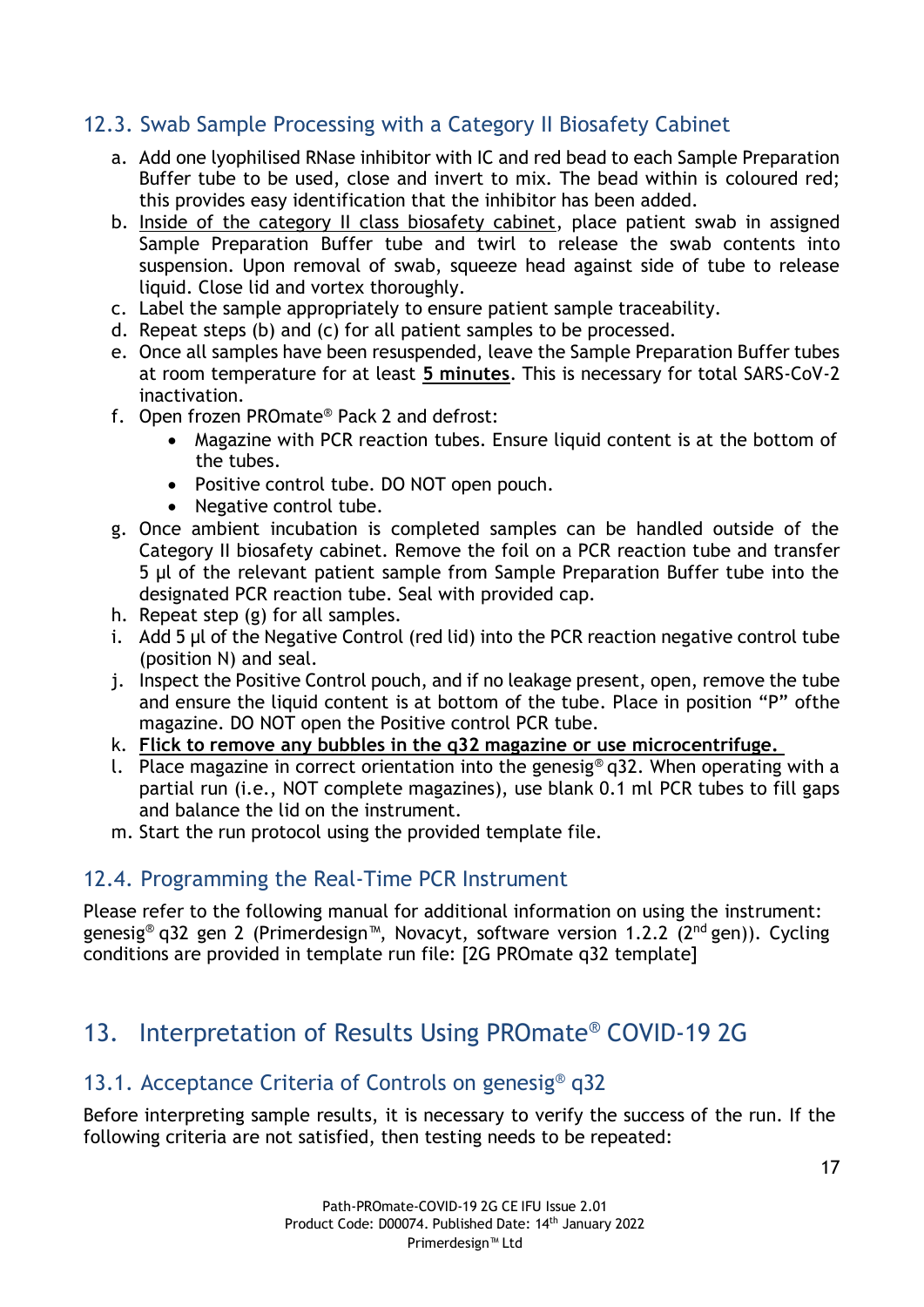### 12.3. Swab Sample Processing with a Category II Biosafety Cabinet

a. Add one lyophilised RNase inhibitor with IC and red bead to each Sample Preparation Buffer tube to be used, close and invert to mix. The bead within is coloured red; this provides easy identification that the inhibitor has been added.
b. Inside of the category II class biosafety cabinet, place patient swab in assigned Sample Preparation Buffer tube and twirl to release the swab contents into suspension. Upon removal of swab, squeeze head against side of tube to release liquid. Close lid and vortex thoroughly.
c. Label the sample appropriately to ensure patient sample traceability.
d. Repeat steps (b) and (c) for all patient samples to be processed.
e. Once all samples have been resuspended, leave the Sample Preparation Buffer tubes at room temperature for at least **5 minutes**. This is necessary for total SARS-CoV-2 inactivation.
f. Open frozen PROmate® Pack 2 and defrost:
   - Magazine with PCR reaction tubes. Ensure liquid content is at the bottom of the tubes.
   - Positive control tube. DO NOT open pouch.
   - Negative control tube.
g. Once ambient incubation is completed samples can be handled outside of the Category II biosafety cabinet. Remove the foil on a PCR reaction tube and transfer 5 µl of the relevant patient sample from Sample Preparation Buffer tube into the designated PCR reaction tube. Seal with provided cap.
h. Repeat step (g) for all samples.
i. Add 5 µl of the Negative Control (red lid) into the PCR reaction negative control tube (position N) and seal.
j. Inspect the Positive Control pouch, and if no leakage present, open, remove the tube and ensure the liquid content is at bottom of the tube. Place in position "P" ofthe magazine. DO NOT open the Positive control PCR tube.
k. **Flick to remove any bubbles in the q32 magazine or use microcentrifuge.**
l. Place magazine in correct orientation into the genesig® q32. When operating with a partial run (i.e., NOT complete magazines), use blank 0.1 ml PCR tubes to fill gaps and balance the lid on the instrument.
m. Start the run protocol using the provided template file.

### 12.4. Programming the Real-Time PCR Instrument

Please refer to the following manual for additional information on using the instrument: genesig® q32 gen 2 (Primerdesign™, Novacyt, software version 1.2.2 (2nd gen)). Cycling conditions are provided in template run file: [2G PROmate q32 template]

## 13. Interpretation of Results Using PROmate® COVID-19 2G

### 13.1. Acceptance Criteria of Controls on genesig® q32

Before interpreting sample results, it is necessary to verify the success of the run. If the following criteria are not satisfied, then testing needs to be repeated: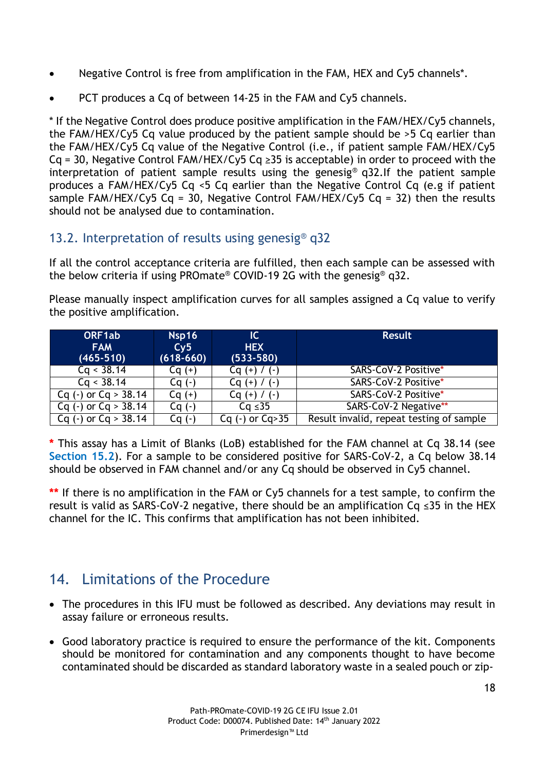- Negative Control is free from amplification in the FAM, HEX and Cy5 channels*.
- PCT produces a Cq of between 14-25 in the FAM and Cy5 channels.

* If the Negative Control does produce positive amplification in the FAM/HEX/Cy5 channels, the FAM/HEX/Cy5 Cq value produced by the patient sample should be >5 Cq earlier than the FAM/HEX/Cy5 Cq value of the Negative Control (i.e., if patient sample FAM/HEX/Cy5 Cq = 30, Negative Control FAM/HEX/Cy5 Cq ≥35 is acceptable) in order to proceed with the interpretation of patient sample results using the genesig® q32.If the patient sample produces a FAM/HEX/Cy5 Cq <5 Cq earlier than the Negative Control Cq (e.g if patient sample FAM/HEX/Cy5 Cq = 30, Negative Control FAM/HEX/Cy5 Cq = 32) then the results should not be analysed due to contamination.

## 13.2. Interpretation of results using genesig® q32

If all the control acceptance criteria are fulfilled, then each sample can be assessed with the below criteria if using PROmate® COVID-19 2G with the genesig® q32.

Please manually inspect amplification curves for all samples assigned a Cq value to verify the positive amplification.

| ORF1ab FAM (465-510) | Nsp16 Cy5 (618-660) | IC HEX (533-580) | Result |
|---|---|---|---|
| Cq < 38.14 | Cq (+) | Cq (+) / (-) | SARS-CoV-2 Positive* |
| Cq < 38.14 | Cq (-) | Cq (+) / (-) | SARS-CoV-2 Positive* |
| Cq (-) or Cq > 38.14 | Cq (+) | Cq (+) / (-) | SARS-CoV-2 Positive* |
| Cq (-) or Cq > 38.14 | Cq (-) | Cq ≤35 | SARS-CoV-2 Negative** |
| Cq (-) or Cq > 38.14 | Cq (-) | Cq (-) or Cq>35 | Result invalid, repeat testing of sample |

* This assay has a Limit of Blanks (LoB) established for the FAM channel at Cq 38.14 (see Section 15.2). For a sample to be considered positive for SARS-CoV-2, a Cq below 38.14 should be observed in FAM channel and/or any Cq should be observed in Cy5 channel.

** If there is no amplification in the FAM or Cy5 channels for a test sample, to confirm the result is valid as SARS-CoV-2 negative, there should be an amplification Cq ≤35 in the HEX channel for the IC. This confirms that amplification has not been inhibited.

# 14. Limitations of the Procedure

- The procedures in this IFU must be followed as described. Any deviations may result in assay failure or erroneous results.
- Good laboratory practice is required to ensure the performance of the kit. Components should be monitored for contamination and any components thought to have become contaminated should be discarded as standard laboratory waste in a sealed pouch or zip-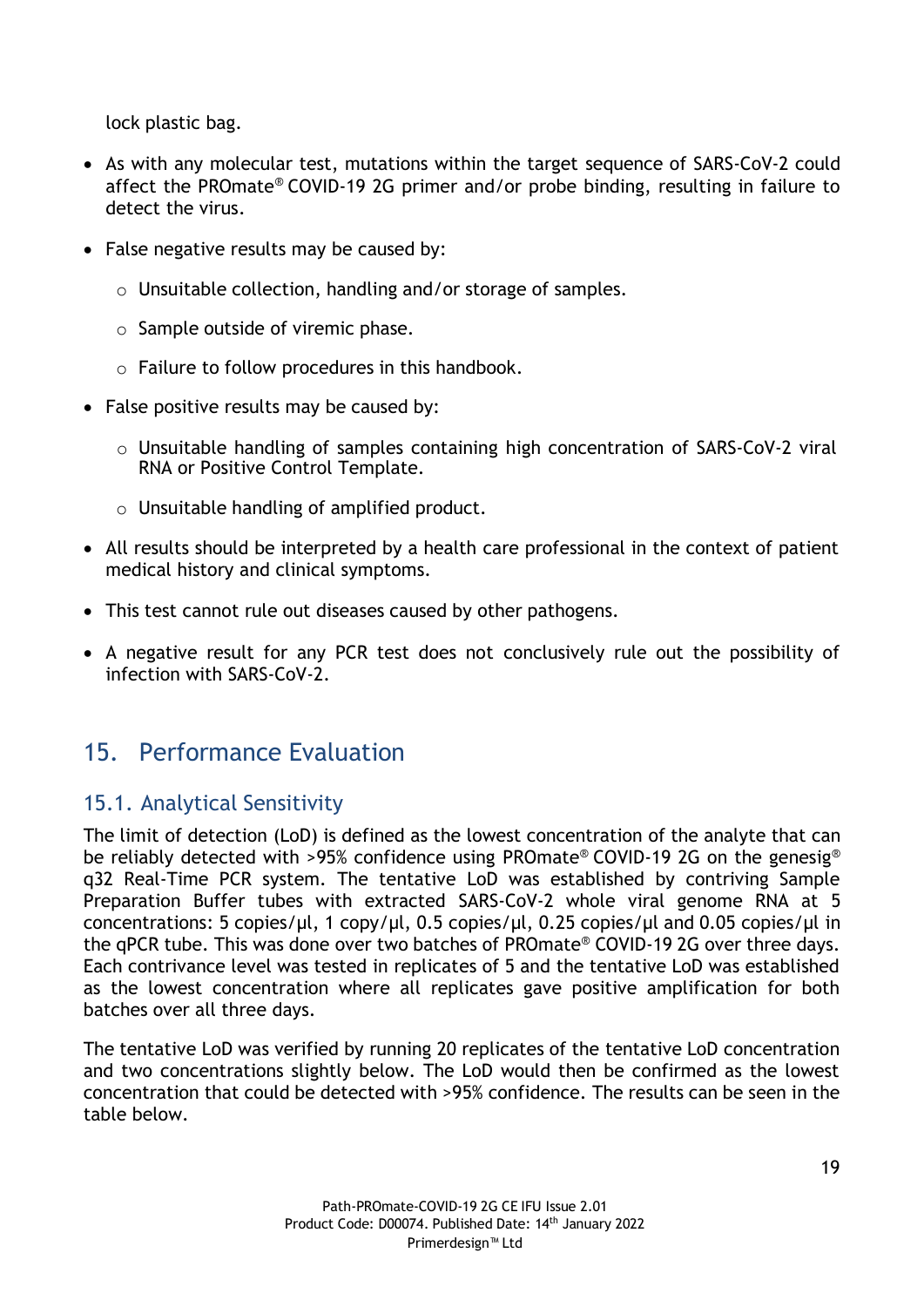lock plastic bag.

- As with any molecular test, mutations within the target sequence of SARS-CoV-2 could affect the PROmate® COVID-19 2G primer and/or probe binding, resulting in failure to detect the virus.
- False negative results may be caused by:
  - Unsuitable collection, handling and/or storage of samples.
  - Sample outside of viremic phase.
  - Failure to follow procedures in this handbook.
- False positive results may be caused by:
  - Unsuitable handling of samples containing high concentration of SARS-CoV-2 viral RNA or Positive Control Template.
  - Unsuitable handling of amplified product.
- All results should be interpreted by a health care professional in the context of patient medical history and clinical symptoms.
- This test cannot rule out diseases caused by other pathogens.
- A negative result for any PCR test does not conclusively rule out the possibility of infection with SARS-CoV-2.

## 15. Performance Evaluation

### 15.1. Analytical Sensitivity

The limit of detection (LoD) is defined as the lowest concentration of the analyte that can be reliably detected with >95% confidence using PROmate® COVID-19 2G on the genesig® q32 Real-Time PCR system. The tentative LoD was established by contriving Sample Preparation Buffer tubes with extracted SARS-CoV-2 whole viral genome RNA at 5 concentrations: 5 copies/µl, 1 copy/µl, 0.5 copies/µl, 0.25 copies/µl and 0.05 copies/µl in the qPCR tube. This was done over two batches of PROmate® COVID-19 2G over three days. Each contrivance level was tested in replicates of 5 and the tentative LoD was established as the lowest concentration where all replicates gave positive amplification for both batches over all three days.

The tentative LoD was verified by running 20 replicates of the tentative LoD concentration and two concentrations slightly below. The LoD would then be confirmed as the lowest concentration that could be detected with >95% confidence. The results can be seen in the table below.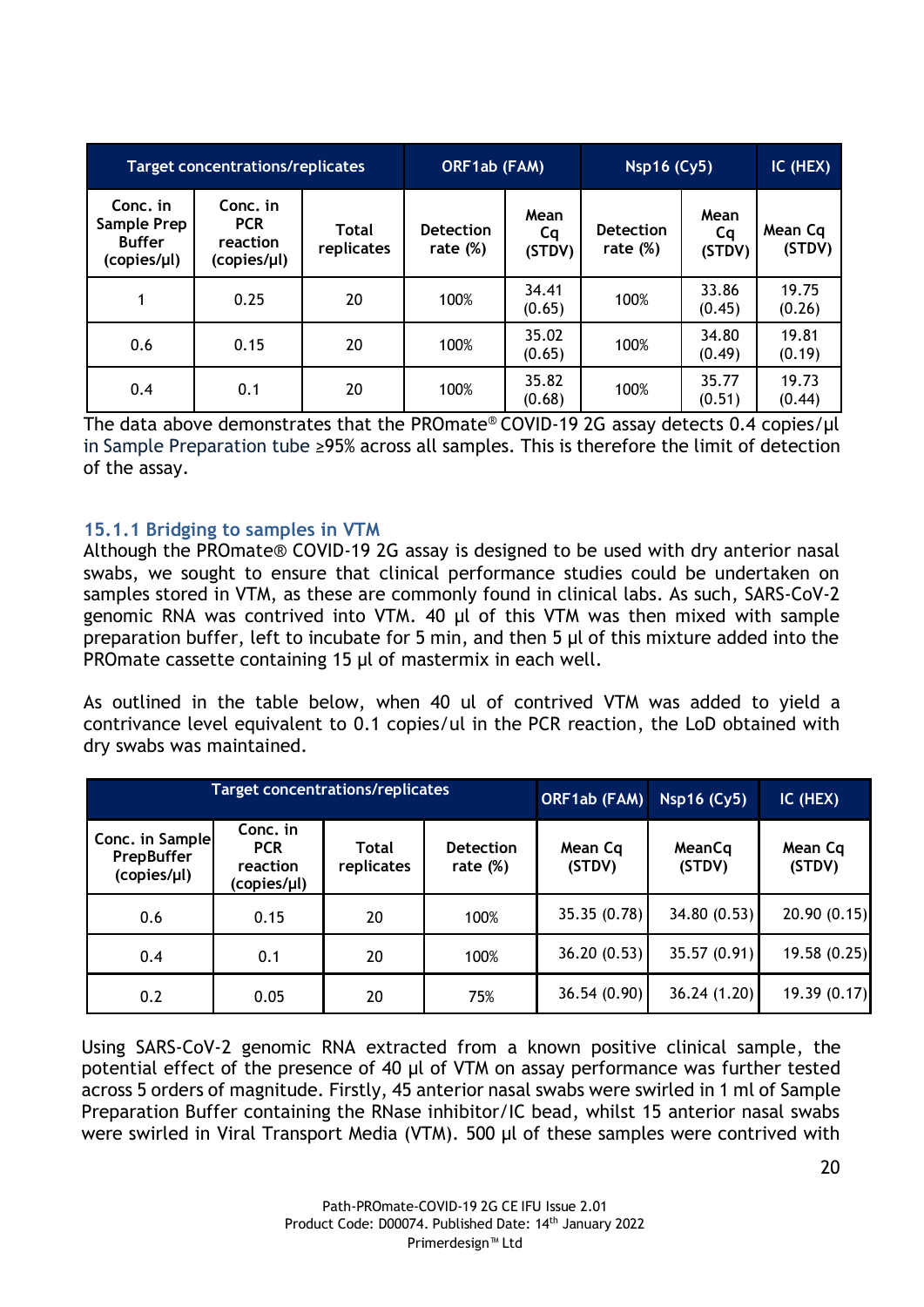| Target concentrations/replicates | | | ORF1ab (FAM) | | Nsp16 (Cy5) | | IC (HEX) |
|---|---|---|---|---|---|---|---|
| Conc. in Sample Prep Buffer (copies/µl) | Conc. in PCR reaction (copies/µl) | Total replicates | Detection rate (%) | Mean Cq (STDV) | Detection rate (%) | Mean Cq (STDV) | Mean Cq (STDV) |
| 1 | 0.25 | 20 | 100% | 34.41 (0.65) | 100% | 33.86 (0.45) | 19.75 (0.26) |
| 0.6 | 0.15 | 20 | 100% | 35.02 (0.65) | 100% | 34.80 (0.49) | 19.81 (0.19) |
| 0.4 | 0.1 | 20 | 100% | 35.82 (0.68) | 100% | 35.77 (0.51) | 19.73 (0.44) |

The data above demonstrates that the PROmate® COVID-19 2G assay detects 0.4 copies/µl in Sample Preparation tube ≥95% across all samples. This is therefore the limit of detection of the assay.

### 15.1.1 Bridging to samples in VTM

Although the PROmate® COVID-19 2G assay is designed to be used with dry anterior nasal swabs, we sought to ensure that clinical performance studies could be undertaken on samples stored in VTM, as these are commonly found in clinical labs. As such, SARS-CoV-2 genomic RNA was contrived into VTM. 40 µl of this VTM was then mixed with sample preparation buffer, left to incubate for 5 min, and then 5 µl of this mixture added into the PROmate cassette containing 15 µl of mastermix in each well.

As outlined in the table below, when 40 ul of contrived VTM was added to yield a contrivance level equivalent to 0.1 copies/ul in the PCR reaction, the LoD obtained with dry swabs was maintained.

| Target concentrations/replicates | | | | ORF1ab (FAM) | Nsp16 (Cy5) | IC (HEX) |
|---|---|---|---|---|---|---|
| Conc. in Sample PrepBuffer (copies/µl) | Conc. in PCR reaction (copies/µl) | Total replicates | Detection rate (%) | Mean Cq (STDV) | MeanCq (STDV) | Mean Cq (STDV) |
| 0.6 | 0.15 | 20 | 100% | 35.35 (0.78) | 34.80 (0.53) | 20.90 (0.15) |
| 0.4 | 0.1 | 20 | 100% | 36.20 (0.53) | 35.57 (0.91) | 19.58 (0.25) |
| 0.2 | 0.05 | 20 | 75% | 36.54 (0.90) | 36.24 (1.20) | 19.39 (0.17) |

Using SARS-CoV-2 genomic RNA extracted from a known positive clinical sample, the potential effect of the presence of 40 µl of VTM on assay performance was further tested across 5 orders of magnitude. Firstly, 45 anterior nasal swabs were swirled in 1 ml of Sample Preparation Buffer containing the RNase inhibitor/IC bead, whilst 15 anterior nasal swabs were swirled in Viral Transport Media (VTM). 500 µl of these samples were contrived with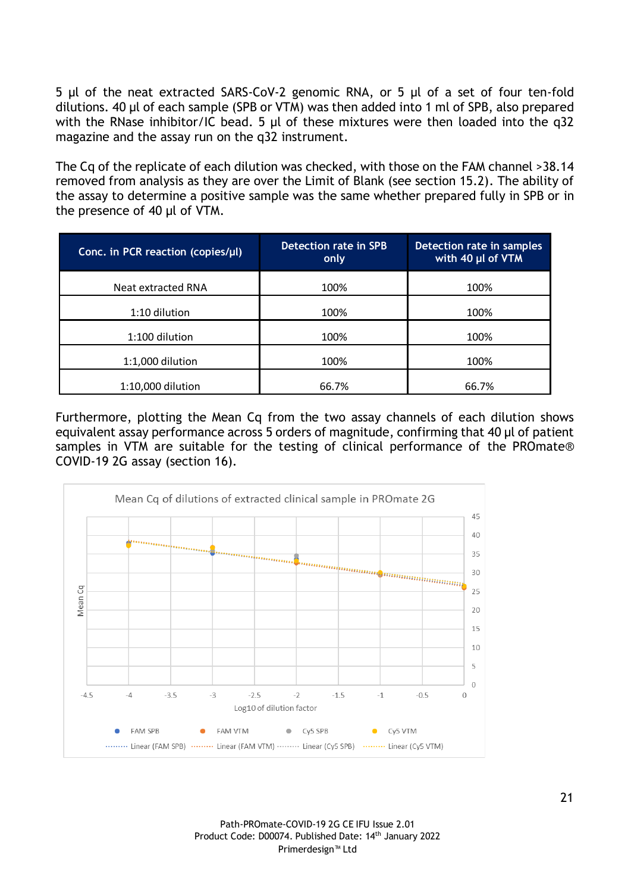5 µl of the neat extracted SARS-CoV-2 genomic RNA, or 5 µl of a set of four ten-fold dilutions. 40 µl of each sample (SPB or VTM) was then added into 1 ml of SPB, also prepared with the RNase inhibitor/IC bead. 5 µl of these mixtures were then loaded into the q32 magazine and the assay run on the q32 instrument.

The Cq of the replicate of each dilution was checked, with those on the FAM channel >38.14 removed from analysis as they are over the Limit of Blank (see section 15.2). The ability of the assay to determine a positive sample was the same whether prepared fully in SPB or in the presence of 40 µl of VTM.

| Conc. in PCR reaction (copies/µl) | Detection rate in SPB only | Detection rate in samples with 40 µl of VTM |
|---|---|---|
| Neat extracted RNA | 100% | 100% |
| 1:10 dilution | 100% | 100% |
| 1:100 dilution | 100% | 100% |
| 1:1,000 dilution | 100% | 100% |
| 1:10,000 dilution | 66.7% | 66.7% |

Furthermore, plotting the Mean Cq from the two assay channels of each dilution shows equivalent assay performance across 5 orders of magnitude, confirming that 40 µl of patient samples in VTM are suitable for the testing of clinical performance of the PROmate® COVID-19 2G assay (section 16).

Mean Cq of dilutions of extracted clinical sample in PROmate 2G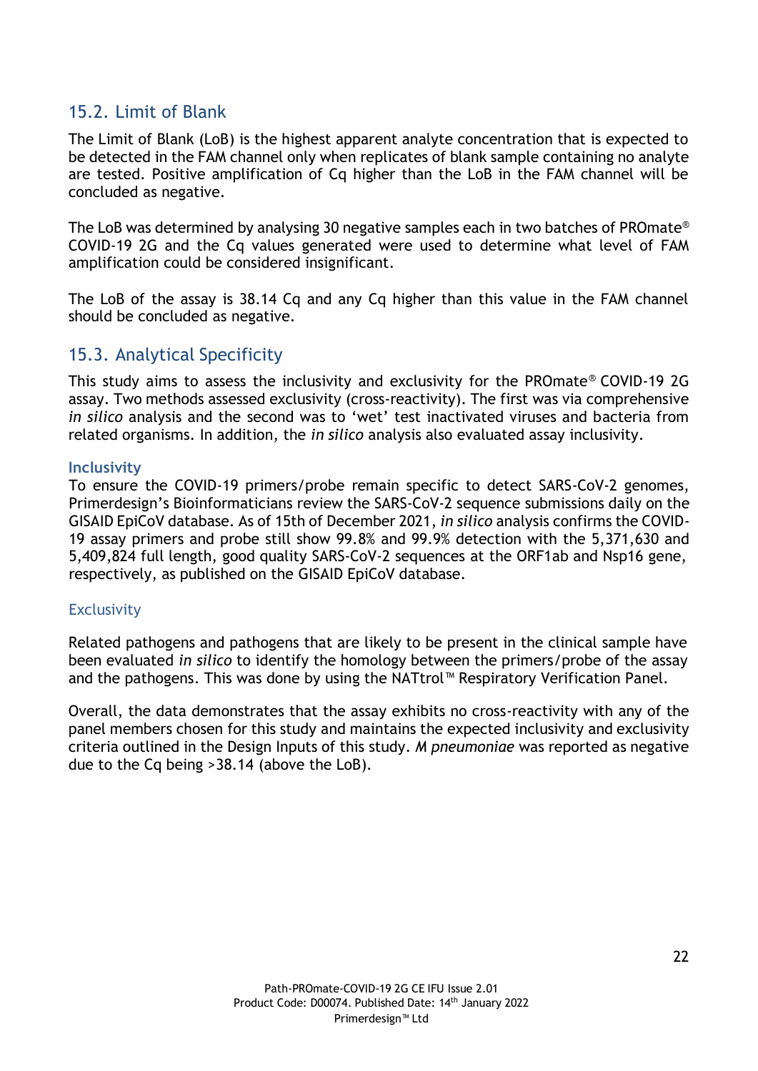## 15.2. Limit of Blank

The Limit of Blank (LoB) is the highest apparent analyte concentration that is expected to be detected in the FAM channel only when replicates of blank sample containing no analyte are tested. Positive amplification of Cq higher than the LoB in the FAM channel will be concluded as negative.

The LoB was determined by analysing 30 negative samples each in two batches of PROmate® COVID-19 2G and the Cq values generated were used to determine what level of FAM amplification could be considered insignificant.

The LoB of the assay is 38.14 Cq and any Cq higher than this value in the FAM channel should be concluded as negative.

## 15.3. Analytical Specificity

This study aims to assess the inclusivity and exclusivity for the PROmate® COVID-19 2G assay. Two methods assessed exclusivity (cross-reactivity). The first was via comprehensive *in silico* analysis and the second was to 'wet' test inactivated viruses and bacteria from related organisms. In addition, the *in silico* analysis also evaluated assay inclusivity.

### Inclusivity

To ensure the COVID-19 primers/probe remain specific to detect SARS-CoV-2 genomes, Primerdesign's Bioinformaticians review the SARS-CoV-2 sequence submissions daily on the GISAID EpiCoV database. As of 15th of December 2021, *in silico* analysis confirms the COVID-19 assay primers and probe still show 99.8% and 99.9% detection with the 5,371,630 and 5,409,824 full length, good quality SARS-CoV-2 sequences at the ORF1ab and Nsp16 gene, respectively, as published on the GISAID EpiCoV database.

### Exclusivity

Related pathogens and pathogens that are likely to be present in the clinical sample have been evaluated *in silico* to identify the homology between the primers/probe of the assay and the pathogens. This was done by using the NATtrol™ Respiratory Verification Panel.

Overall, the data demonstrates that the assay exhibits no cross-reactivity with any of the panel members chosen for this study and maintains the expected inclusivity and exclusivity criteria outlined in the Design Inputs of this study. *M pneumoniae* was reported as negative due to the Cq being >38.14 (above the LoB).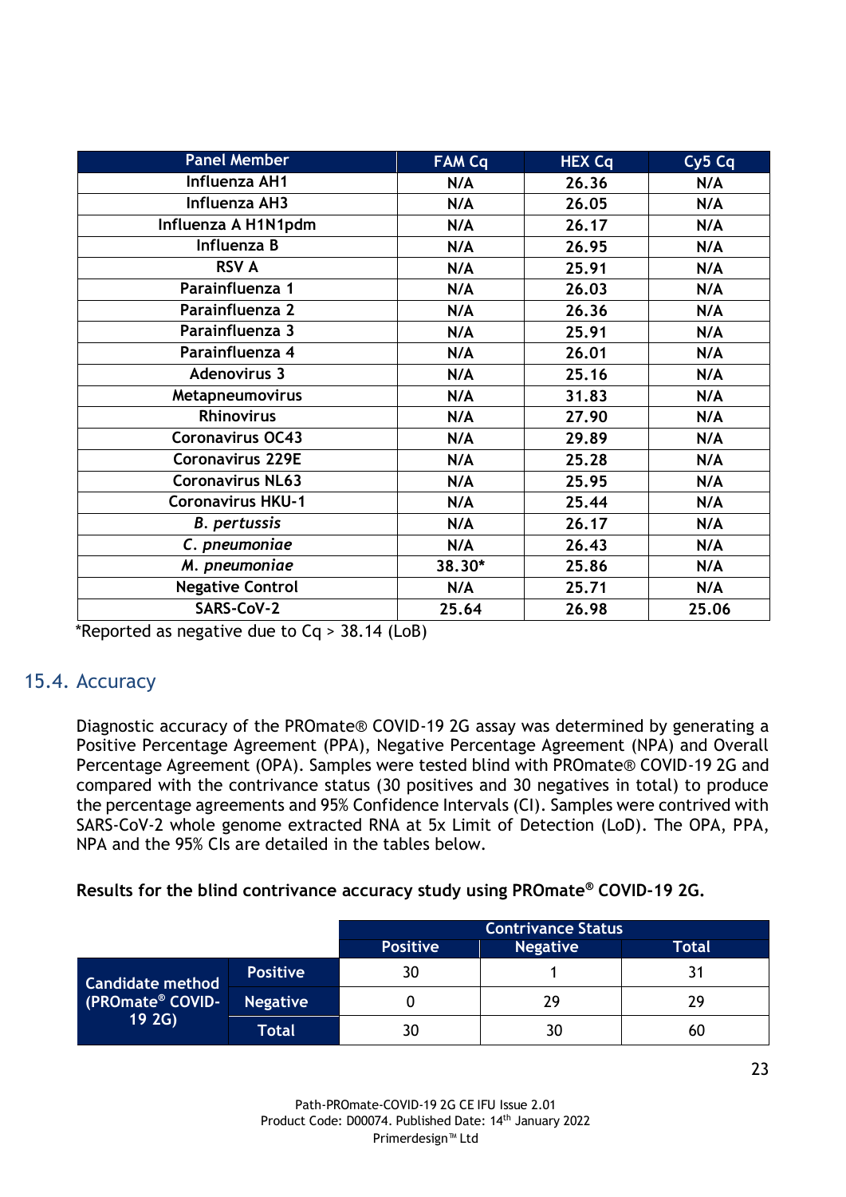| Panel Member | FAM Cq | HEX Cq | Cy5 Cq |
|---|---|---|---|
| Influenza AH1 | N/A | 26.36 | N/A |
| Influenza AH3 | N/A | 26.05 | N/A |
| Influenza A H1N1pdm | N/A | 26.17 | N/A |
| Influenza B | N/A | 26.95 | N/A |
| RSV A | N/A | 25.91 | N/A |
| Parainfluenza 1 | N/A | 26.03 | N/A |
| Parainfluenza 2 | N/A | 26.36 | N/A |
| Parainfluenza 3 | N/A | 25.91 | N/A |
| Parainfluenza 4 | N/A | 26.01 | N/A |
| Adenovirus 3 | N/A | 25.16 | N/A |
| Metapneumovirus | N/A | 31.83 | N/A |
| Rhinovirus | N/A | 27.90 | N/A |
| Coronavirus OC43 | N/A | 29.89 | N/A |
| Coronavirus 229E | N/A | 25.28 | N/A |
| Coronavirus NL63 | N/A | 25.95 | N/A |
| Coronavirus HKU-1 | N/A | 25.44 | N/A |
| *B. pertussis* | N/A | 26.17 | N/A |
| *C. pneumoniae* | N/A | 26.43 | N/A |
| *M. pneumoniae* | 38.30* | 25.86 | N/A |
| Negative Control | N/A | 25.71 | N/A |
| SARS-CoV-2 | 25.64 | 26.98 | 25.06 |

*Reported as negative due to Cq > 38.14 (LoB)

## 15.4. Accuracy

Diagnostic accuracy of the PROmate® COVID-19 2G assay was determined by generating a Positive Percentage Agreement (PPA), Negative Percentage Agreement (NPA) and Overall Percentage Agreement (OPA). Samples were tested blind with PROmate® COVID-19 2G and compared with the contrivance status (30 positives and 30 negatives in total) to produce the percentage agreements and 95% Confidence Intervals (CI). Samples were contrived with SARS-CoV-2 whole genome extracted RNA at 5x Limit of Detection (LoD). The OPA, PPA, NPA and the 95% CIs are detailed in the tables below.

**Results for the blind contrivance accuracy study using PROmate® COVID-19 2G.**

| | | Contrivance Status | | |
|---|---|---|---|---|
| | | Positive | Negative | Total |
| Candidate method (PROmate® COVID-19 2G) | Positive | 30 | 1 | 31 |
| | Negative | 0 | 29 | 29 |
| | Total | 30 | 30 | 60 |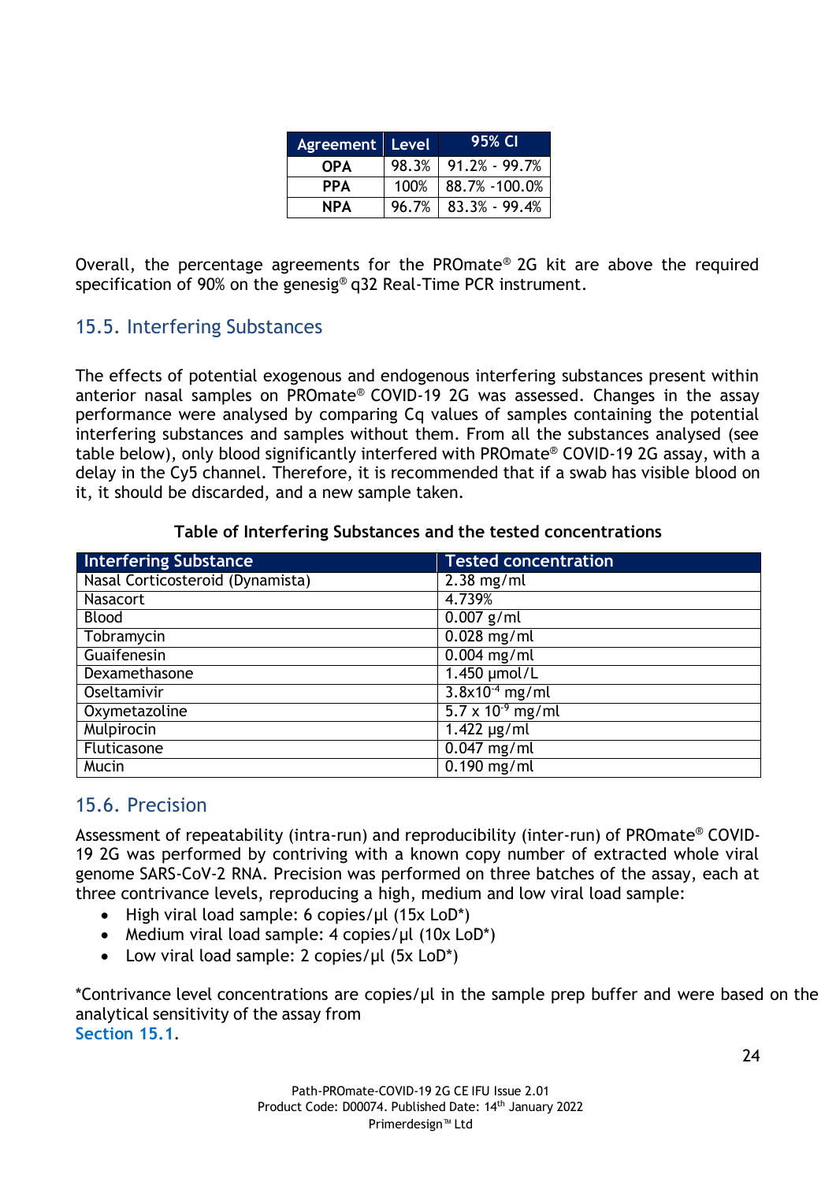| Agreement | Level | 95% CI |
| --- | --- | --- |
| **OPA** | 98.3% | 91.2% - 99.7% |
| **PPA** | 100% | 88.7% -100.0% |
| **NPA** | 96.7% | 83.3% - 99.4% |

Overall, the percentage agreements for the PROmate® 2G kit are above the required specification of 90% on the genesig® q32 Real-Time PCR instrument.

## 15.5. Interfering Substances

The effects of potential exogenous and endogenous interfering substances present within anterior nasal samples on PROmate® COVID-19 2G was assessed. Changes in the assay performance were analysed by comparing Cq values of samples containing the potential interfering substances and samples without them. From all the substances analysed (see table below), only blood significantly interfered with PROmate® COVID-19 2G assay, with a delay in the Cy5 channel. Therefore, it is recommended that if a swab has visible blood on it, it should be discarded, and a new sample taken.

**Table of Interfering Substances and the tested concentrations**

| Interfering Substance | Tested concentration |
| --- | --- |
| Nasal Corticosteroid (Dynamista) | 2.38 mg/ml |
| Nasacort | 4.739% |
| Blood | 0.007 g/ml |
| Tobramycin | 0.028 mg/ml |
| Guaifenesin | 0.004 mg/ml |
| Dexamethasone | 1.450 µmol/L |
| Oseltamivir | $3.8 \times 10^{-4}$ mg/ml |
| Oxymetazoline | $5.7 \times 10^{-9}$ mg/ml |
| Mulpirocin | 1.422 µg/ml |
| Fluticasone | 0.047 mg/ml |
| Mucin | 0.190 mg/ml |

## 15.6. Precision

Assessment of repeatability (intra-run) and reproducibility (inter-run) of PROmate® COVID-19 2G was performed by contriving with a known copy number of extracted whole viral genome SARS-CoV-2 RNA. Precision was performed on three batches of the assay, each at three contrivance levels, reproducing a high, medium and low viral load sample:

- High viral load sample: 6 copies/µl (15x LoD*)
- Medium viral load sample: 4 copies/µl (10x LoD*)
- Low viral load sample: 2 copies/µl (5x LoD*)

*Contrivance level concentrations are copies/µl in the sample prep buffer and were based on the analytical sensitivity of the assay from **Section 15.1**.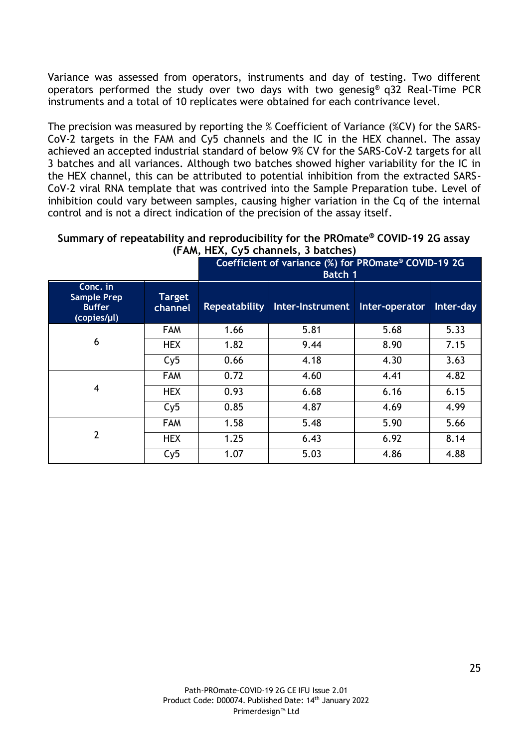Variance was assessed from operators, instruments and day of testing. Two different operators performed the study over two days with two genesig® q32 Real-Time PCR instruments and a total of 10 replicates were obtained for each contrivance level.

The precision was measured by reporting the % Coefficient of Variance (%CV) for the SARS-CoV-2 targets in the FAM and Cy5 channels and the IC in the HEX channel. The assay achieved an accepted industrial standard of below 9% CV for the SARS-CoV-2 targets for all 3 batches and all variances. Although two batches showed higher variability for the IC in the HEX channel, this can be attributed to potential inhibition from the extracted SARS-CoV-2 viral RNA template that was contrived into the Sample Preparation tube. Level of inhibition could vary between samples, causing higher variation in the Cq of the internal control and is not a direct indication of the precision of the assay itself.

**Summary of repeatability and reproducibility for the PROmate® COVID-19 2G assay (FAM, HEX, Cy5 channels, 3 batches)**

| | | Coefficient of variance (%) for PROmate® COVID-19 2G Batch 1 | | | |
|---|---|---|---|---|---|
| **Conc. in Sample Prep Buffer (copies/µl)** | **Target channel** | **Repeatability** | **Inter-Instrument** | **Inter-operator** | **Inter-day** |
| 6 | FAM | 1.66 | 5.81 | 5.68 | 5.33 |
| | HEX | 1.82 | 9.44 | 8.90 | 7.15 |
| | Cy5 | 0.66 | 4.18 | 4.30 | 3.63 |
| 4 | FAM | 0.72 | 4.60 | 4.41 | 4.82 |
| | HEX | 0.93 | 6.68 | 6.16 | 6.15 |
| | Cy5 | 0.85 | 4.87 | 4.69 | 4.99 |
| 2 | FAM | 1.58 | 5.48 | 5.90 | 5.66 |
| | HEX | 1.25 | 6.43 | 6.92 | 8.14 |
| | Cy5 | 1.07 | 5.03 | 4.86 | 4.88 |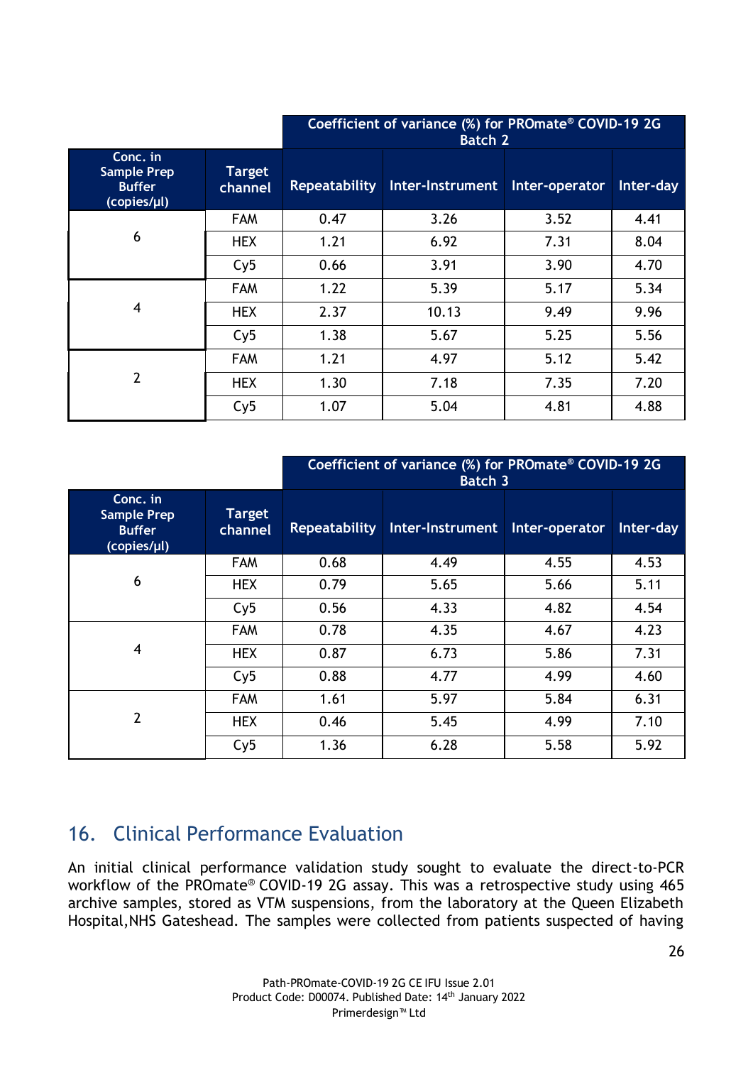| Conc. in Sample Prep Buffer (copies/µl) | Target channel | Coefficient of variance (%) for PROmate® COVID-19 2G Batch 2 | | | |
|---|---|---|---|---|---|
| | | Repeatability | Inter-Instrument | Inter-operator | Inter-day |
| 6 | FAM | 0.47 | 3.26 | 3.52 | 4.41 |
| | HEX | 1.21 | 6.92 | 7.31 | 8.04 |
| | Cy5 | 0.66 | 3.91 | 3.90 | 4.70 |
| 4 | FAM | 1.22 | 5.39 | 5.17 | 5.34 |
| | HEX | 2.37 | 10.13 | 9.49 | 9.96 |
| | Cy5 | 1.38 | 5.67 | 5.25 | 5.56 |
| 2 | FAM | 1.21 | 4.97 | 5.12 | 5.42 |
| | HEX | 1.30 | 7.18 | 7.35 | 7.20 |
| | Cy5 | 1.07 | 5.04 | 4.81 | 4.88 |

| Conc. in Sample Prep Buffer (copies/µl) | Target channel | Coefficient of variance (%) for PROmate® COVID-19 2G Batch 3 | | | |
|---|---|---|---|---|---|
| | | Repeatability | Inter-Instrument | Inter-operator | Inter-day |
| 6 | FAM | 0.68 | 4.49 | 4.55 | 4.53 |
| | HEX | 0.79 | 5.65 | 5.66 | 5.11 |
| | Cy5 | 0.56 | 4.33 | 4.82 | 4.54 |
| 4 | FAM | 0.78 | 4.35 | 4.67 | 4.23 |
| | HEX | 0.87 | 6.73 | 5.86 | 7.31 |
| | Cy5 | 0.88 | 4.77 | 4.99 | 4.60 |
| 2 | FAM | 1.61 | 5.97 | 5.84 | 6.31 |
| | HEX | 0.46 | 5.45 | 4.99 | 7.10 |
| | Cy5 | 1.36 | 6.28 | 5.58 | 5.92 |

## 16. Clinical Performance Evaluation

An initial clinical performance validation study sought to evaluate the direct-to-PCR workflow of the PROmate® COVID-19 2G assay. This was a retrospective study using 465 archive samples, stored as VTM suspensions, from the laboratory at the Queen Elizabeth Hospital,NHS Gateshead. The samples were collected from patients suspected of having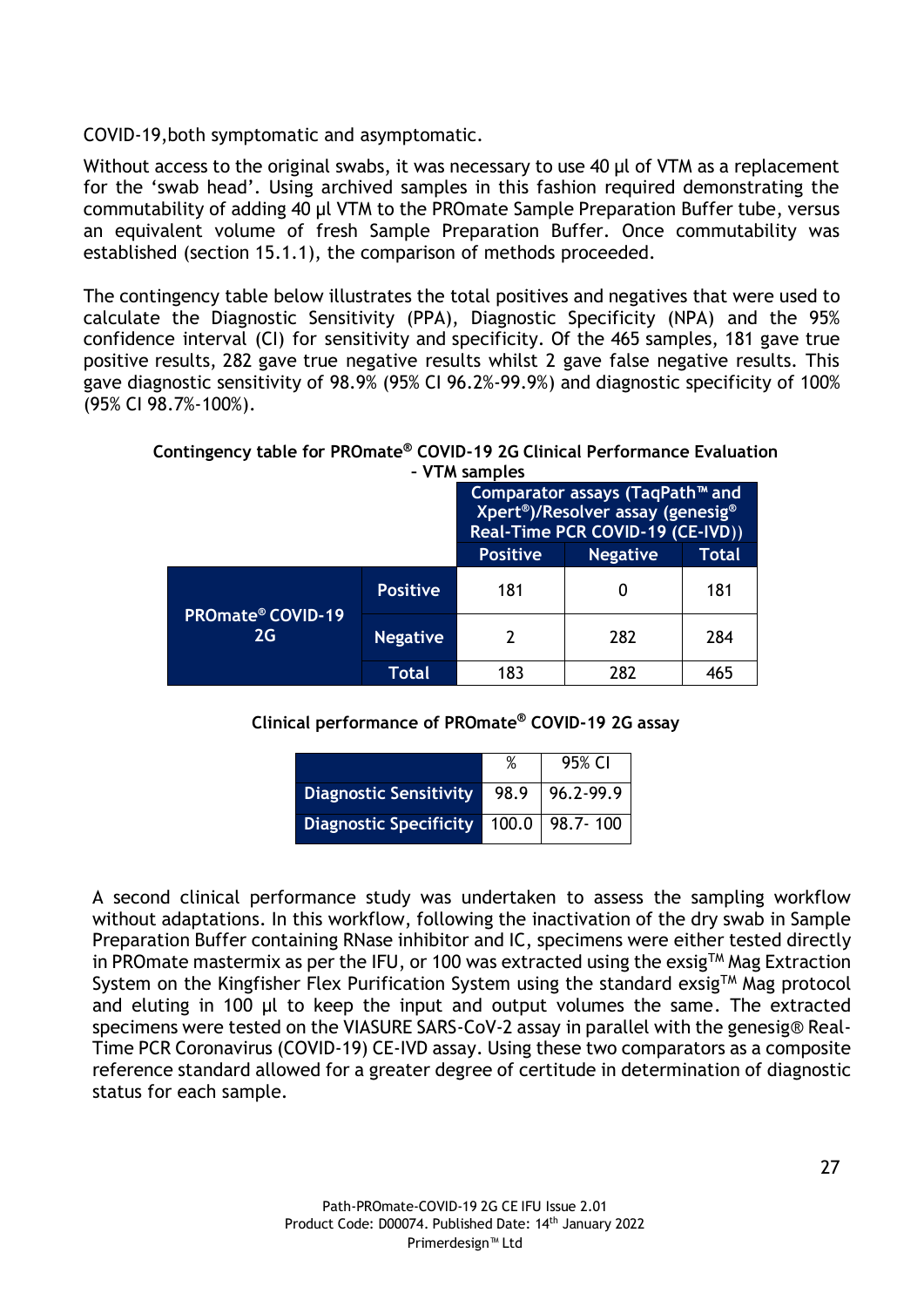COVID-19,both symptomatic and asymptomatic.

Without access to the original swabs, it was necessary to use 40 µl of VTM as a replacement for the 'swab head'. Using archived samples in this fashion required demonstrating the commutability of adding 40 µl VTM to the PROmate Sample Preparation Buffer tube, versus an equivalent volume of fresh Sample Preparation Buffer. Once commutability was established (section 15.1.1), the comparison of methods proceeded.

The contingency table below illustrates the total positives and negatives that were used to calculate the Diagnostic Sensitivity (PPA), Diagnostic Specificity (NPA) and the 95% confidence interval (CI) for sensitivity and specificity. Of the 465 samples, 181 gave true positive results, 282 gave true negative results whilst 2 gave false negative results. This gave diagnostic sensitivity of 98.9% (95% CI 96.2%-99.9%) and diagnostic specificity of 100% (95% CI 98.7%-100%).

**Contingency table for PROmate® COVID-19 2G Clinical Performance Evaluation – VTM samples**

| | | Comparator assays (TaqPath™ and Xpert®)/Resolver assay (genesig® Real-Time PCR COVID-19 (CE-IVD)) | | |
|---|---|---|---|---|
| | | Positive | Negative | Total |
| PROmate® COVID-19 2G | Positive | 181 | 0 | 181 |
| | Negative | 2 | 282 | 284 |
| | Total | 183 | 282 | 465 |

**Clinical performance of PROmate® COVID-19 2G assay**

| | % | 95% CI |
|---|---|---|
| Diagnostic Sensitivity | 98.9 | 96.2-99.9 |
| Diagnostic Specificity | 100.0 | 98.7- 100 |

A second clinical performance study was undertaken to assess the sampling workflow without adaptations. In this workflow, following the inactivation of the dry swab in Sample Preparation Buffer containing RNase inhibitor and IC, specimens were either tested directly in PROmate mastermix as per the IFU, or 100 was extracted using the exsig™ Mag Extraction System on the Kingfisher Flex Purification System using the standard exsig™ Mag protocol and eluting in 100 µl to keep the input and output volumes the same. The extracted specimens were tested on the VIASURE SARS-CoV-2 assay in parallel with the genesig® Real-Time PCR Coronavirus (COVID-19) CE-IVD assay. Using these two comparators as a composite reference standard allowed for a greater degree of certitude in determination of diagnostic status for each sample.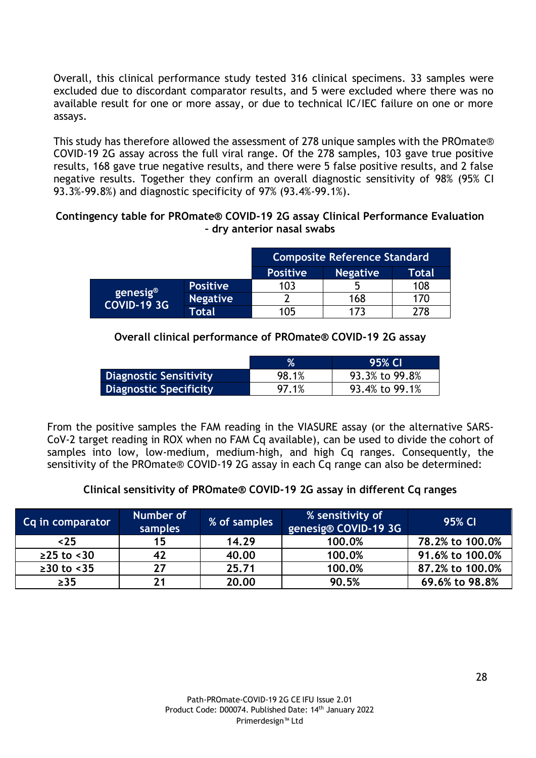Overall, this clinical performance study tested 316 clinical specimens. 33 samples were excluded due to discordant comparator results, and 5 were excluded where there was no available result for one or more assay, or due to technical IC/IEC failure on one or more assays.

This study has therefore allowed the assessment of 278 unique samples with the PROmate® COVID-19 2G assay across the full viral range. Of the 278 samples, 103 gave true positive results, 168 gave true negative results, and there were 5 false positive results, and 2 false negative results. Together they confirm an overall diagnostic sensitivity of 98% (95% CI 93.3%-99.8%) and diagnostic specificity of 97% (93.4%-99.1%).

**Contingency table for PROmate® COVID-19 2G assay Clinical Performance Evaluation – dry anterior nasal swabs**

| | | Composite Reference Standard | | |
|---|---|---|---|---|
| | | **Positive** | **Negative** | **Total** |
| **genesig® COVID-19 3G** | **Positive** | 103 | 5 | 108 |
| | **Negative** | 2 | 168 | 170 |
| | **Total** | 105 | 173 | 278 |

**Overall clinical performance of PROmate® COVID-19 2G assay**

| | % | 95% CI |
|---|---|---|
| **Diagnostic Sensitivity** | 98.1% | 93.3% to 99.8% |
| **Diagnostic Specificity** | 97.1% | 93.4% to 99.1% |

From the positive samples the FAM reading in the VIASURE assay (or the alternative SARS-CoV-2 target reading in ROX when no FAM Cq available), can be used to divide the cohort of samples into low, low-medium, medium-high, and high Cq ranges. Consequently, the sensitivity of the PROmate® COVID-19 2G assay in each Cq range can also be determined:

**Clinical sensitivity of PROmate® COVID-19 2G assay in different Cq ranges**

| Cq in comparator | Number of samples | % of samples | % sensitivity of genesig® COVID-19 3G | 95% CI |
|---|---|---|---|---|
| <25 | 15 | 14.29 | 100.0% | 78.2% to 100.0% |
| ≥25 to <30 | 42 | 40.00 | 100.0% | 91.6% to 100.0% |
| ≥30 to <35 | 27 | 25.71 | 100.0% | 87.2% to 100.0% |
| ≥35 | 21 | 20.00 | 90.5% | 69.6% to 98.8% |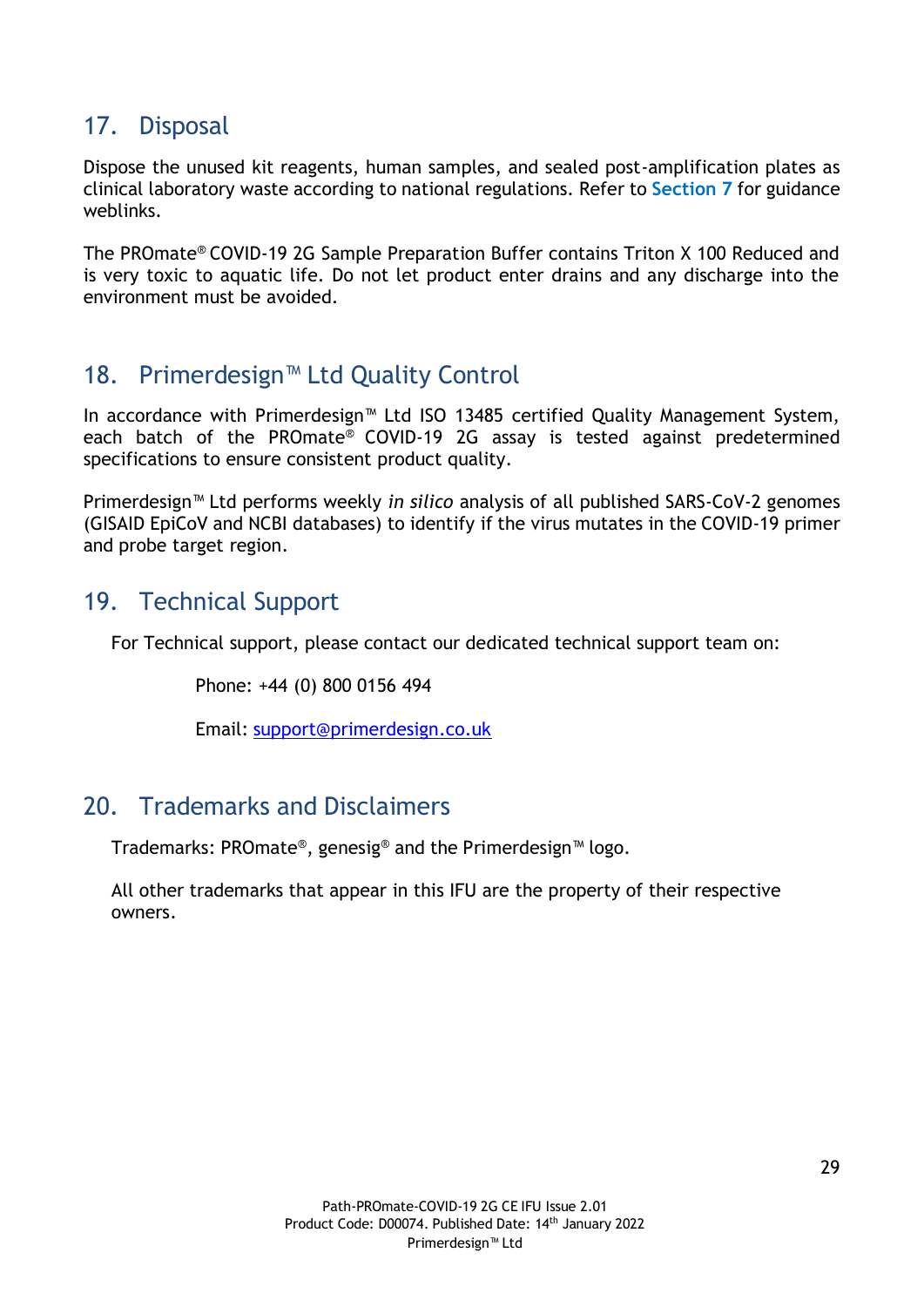## 17. Disposal

Dispose the unused kit reagents, human samples, and sealed post-amplification plates as clinical laboratory waste according to national regulations. Refer to **Section 7** for guidance weblinks.

The PROmate® COVID-19 2G Sample Preparation Buffer contains Triton X 100 Reduced and is very toxic to aquatic life. Do not let product enter drains and any discharge into the environment must be avoided.

## 18. Primerdesign™ Ltd Quality Control

In accordance with Primerdesign™ Ltd ISO 13485 certified Quality Management System, each batch of the PROmate® COVID-19 2G assay is tested against predetermined specifications to ensure consistent product quality.

Primerdesign™ Ltd performs weekly *in silico* analysis of all published SARS-CoV-2 genomes (GISAID EpiCoV and NCBI databases) to identify if the virus mutates in the COVID-19 primer and probe target region.

## 19. Technical Support

For Technical support, please contact our dedicated technical support team on:

Phone: +44 (0) 800 0156 494

Email: support@primerdesign.co.uk

## 20. Trademarks and Disclaimers

Trademarks: PROmate®, genesig® and the Primerdesign™ logo.

All other trademarks that appear in this IFU are the property of their respective owners.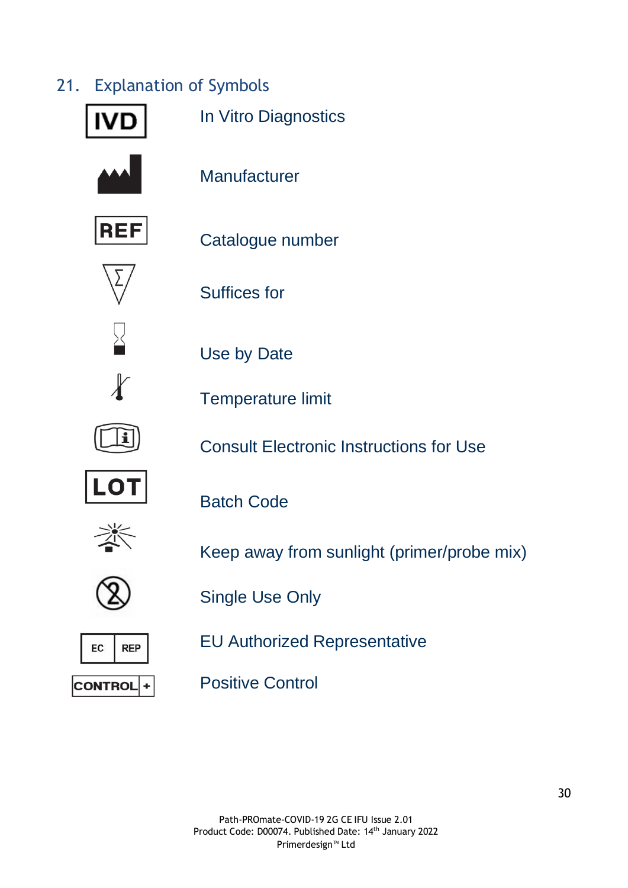## 21. Explanation of Symbols

| Symbol | Meaning |
|---|---|
| IVD | In Vitro Diagnostics |
| | Manufacturer |
| REF | Catalogue number |
| Σ | Suffices for |
| | Use by Date |
| | Temperature limit |
| i | Consult Electronic Instructions for Use |
| LOT | Batch Code |
| | Keep away from sunlight (primer/probe mix) |
| 2 | Single Use Only |
| EC REP | EU Authorized Representative |
| CONTROL + | Positive Control |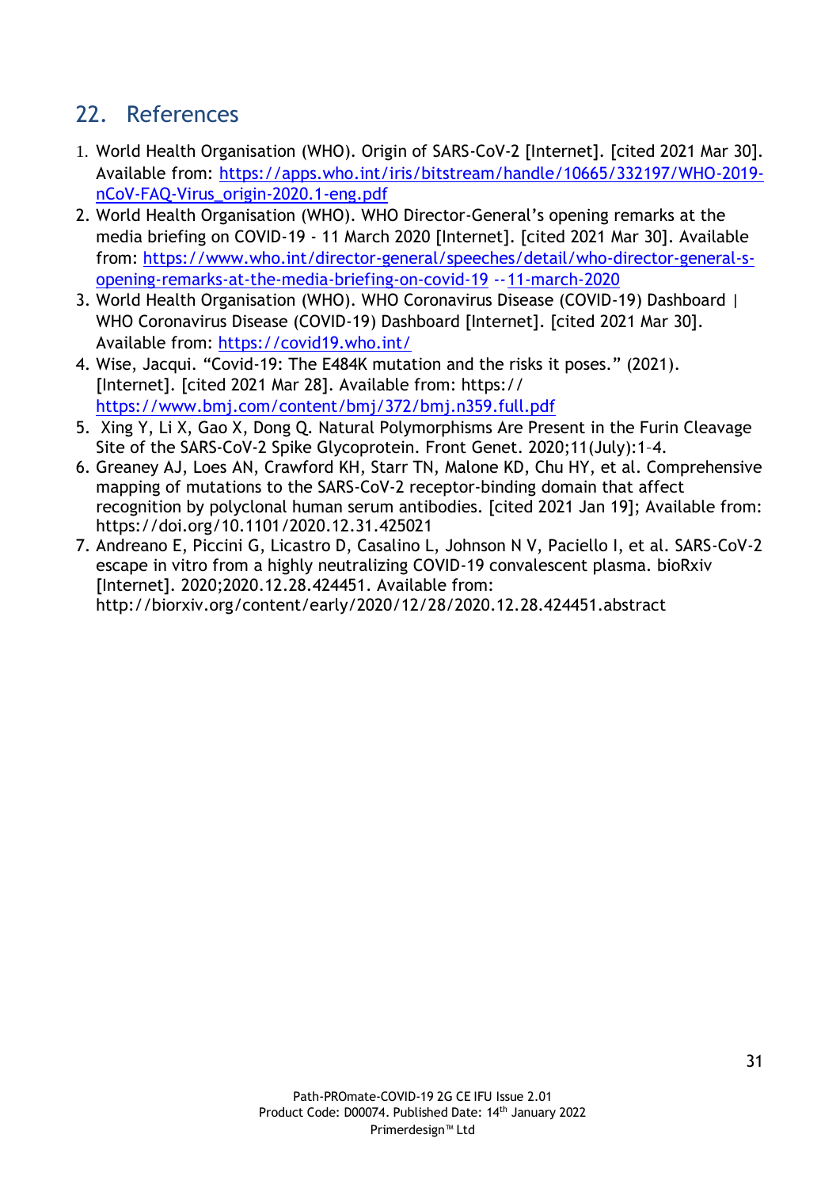## 22. References

1. World Health Organisation (WHO). Origin of SARS-CoV-2 [Internet]. [cited 2021 Mar 30]. Available from: https://apps.who.int/iris/bitstream/handle/10665/332197/WHO-2019-nCoV-FAQ-Virus_origin-2020.1-eng.pdf
2. World Health Organisation (WHO). WHO Director-General's opening remarks at the media briefing on COVID-19 - 11 March 2020 [Internet]. [cited 2021 Mar 30]. Available from: https://www.who.int/director-general/speeches/detail/who-director-general-s-opening-remarks-at-the-media-briefing-on-covid-19 --11-march-2020
3. World Health Organisation (WHO). WHO Coronavirus Disease (COVID-19) Dashboard | WHO Coronavirus Disease (COVID-19) Dashboard [Internet]. [cited 2021 Mar 30]. Available from: https://covid19.who.int/
4. Wise, Jacqui. "Covid-19: The E484K mutation and the risks it poses." (2021). [Internet]. [cited 2021 Mar 28]. Available from: https:// https://www.bmj.com/content/bmj/372/bmj.n359.full.pdf
5. Xing Y, Li X, Gao X, Dong Q. Natural Polymorphisms Are Present in the Furin Cleavage Site of the SARS-CoV-2 Spike Glycoprotein. Front Genet. 2020;11(July):1–4.
6. Greaney AJ, Loes AN, Crawford KH, Starr TN, Malone KD, Chu HY, et al. Comprehensive mapping of mutations to the SARS-CoV-2 receptor-binding domain that affect recognition by polyclonal human serum antibodies. [cited 2021 Jan 19]; Available from: https://doi.org/10.1101/2020.12.31.425021
7. Andreano E, Piccini G, Licastro D, Casalino L, Johnson N V, Paciello I, et al. SARS-CoV-2 escape in vitro from a highly neutralizing COVID-19 convalescent plasma. bioRxiv [Internet]. 2020;2020.12.28.424451. Available from: http://biorxiv.org/content/early/2020/12/28/2020.12.28.424451.abstract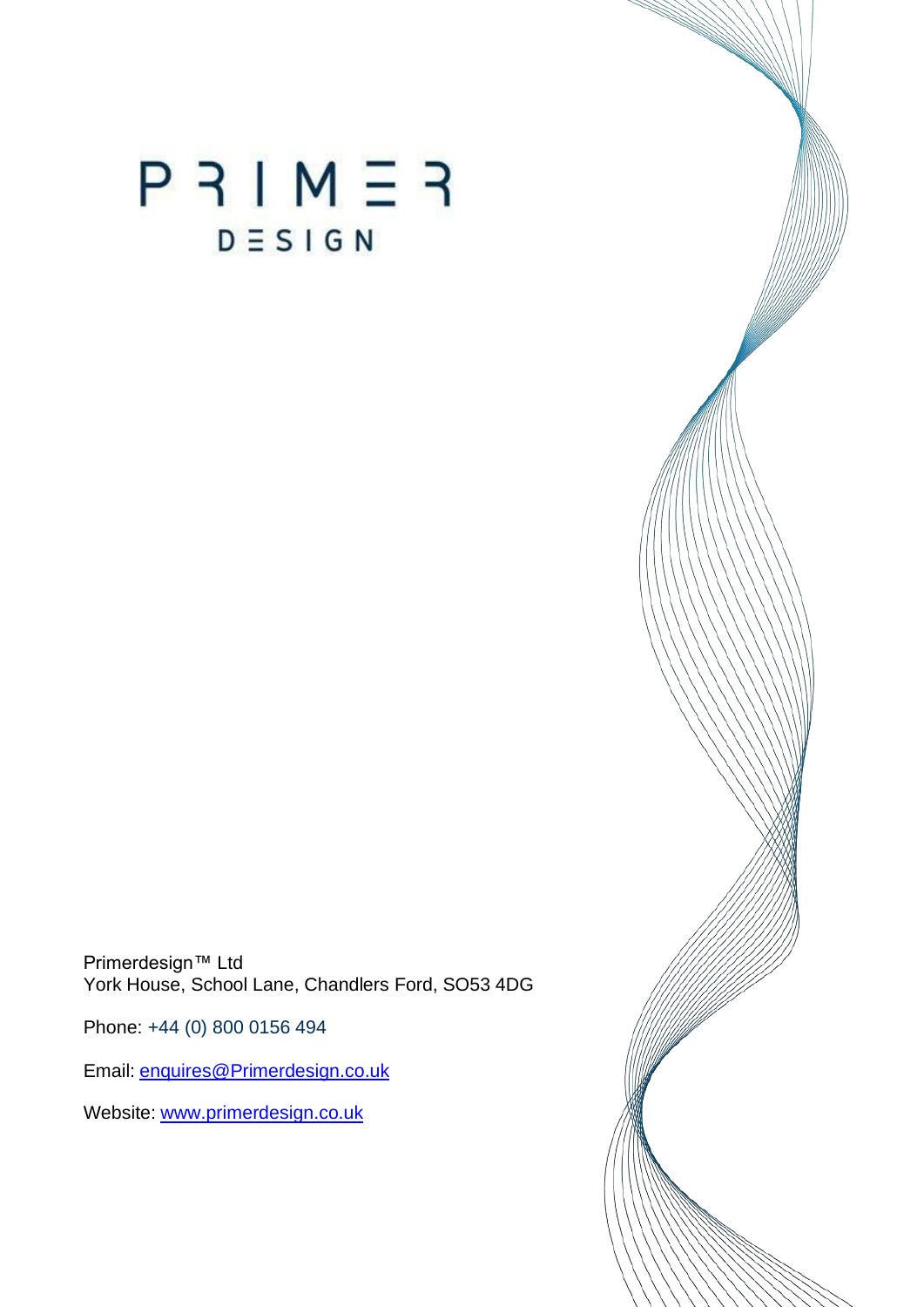PRIMER DESIGN

Primerdesign™ Ltd
York House, School Lane, Chandlers Ford, SO53 4DG

Phone: +44 (0) 800 0156 494

Email: enquires@Primerdesign.co.uk

Website: www.primerdesign.co.uk